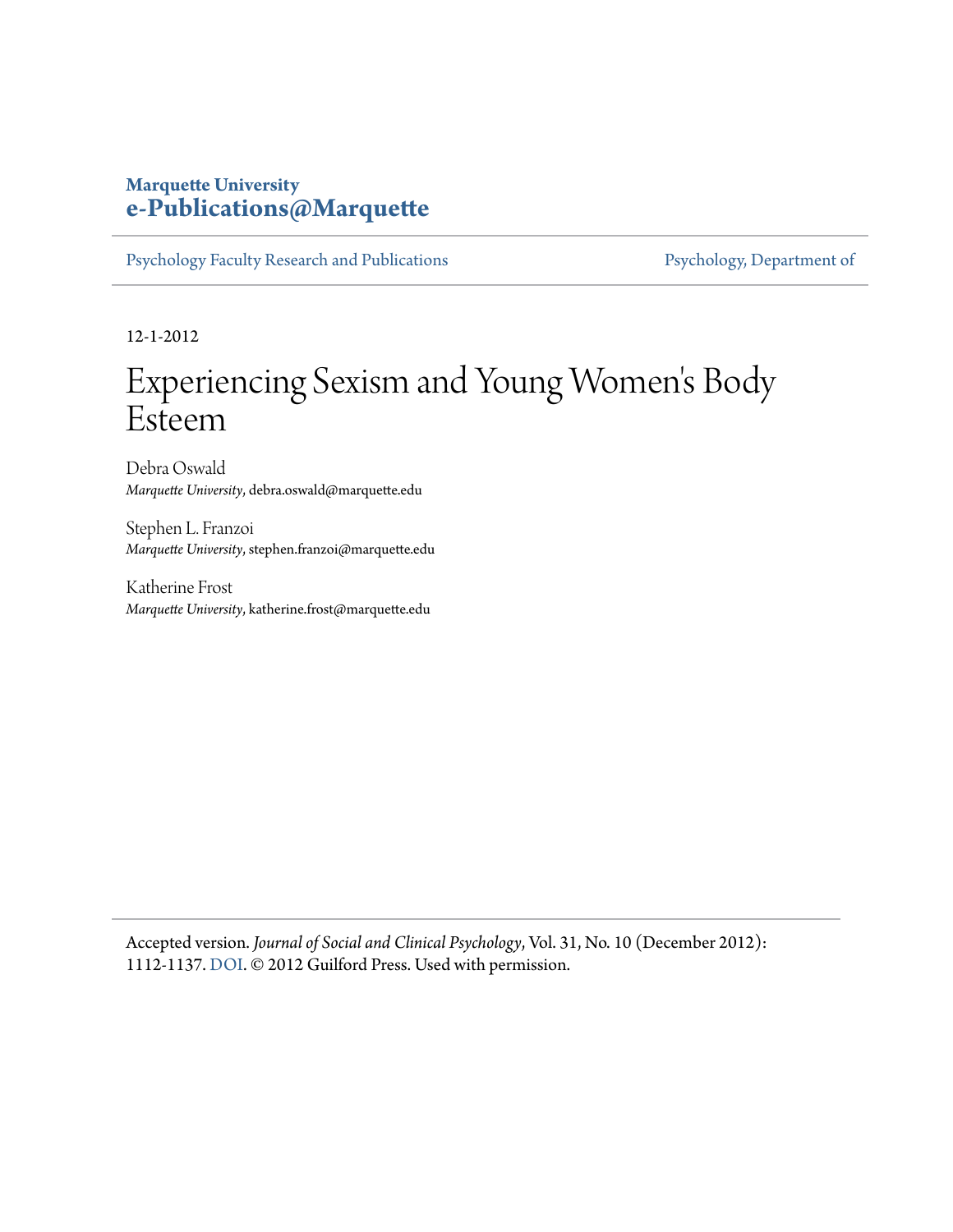**Marquette University**
**e-Publications@Marquette**

Psychology Faculty Research and Publications | Psychology, Department of

12-1-2012

# Experiencing Sexism and Young Women's Body Esteem

Debra Oswald
*Marquette University*, debra.oswald@marquette.edu

Stephen L. Franzoi
*Marquette University*, stephen.franzoi@marquette.edu

Katherine Frost
*Marquette University*, katherine.frost@marquette.edu

Accepted version. *Journal of Social and Clinical Psychology*, Vol. 31, No. 10 (December 2012): 1112-1137. DOI. © 2012 Guilford Press. Used with permission.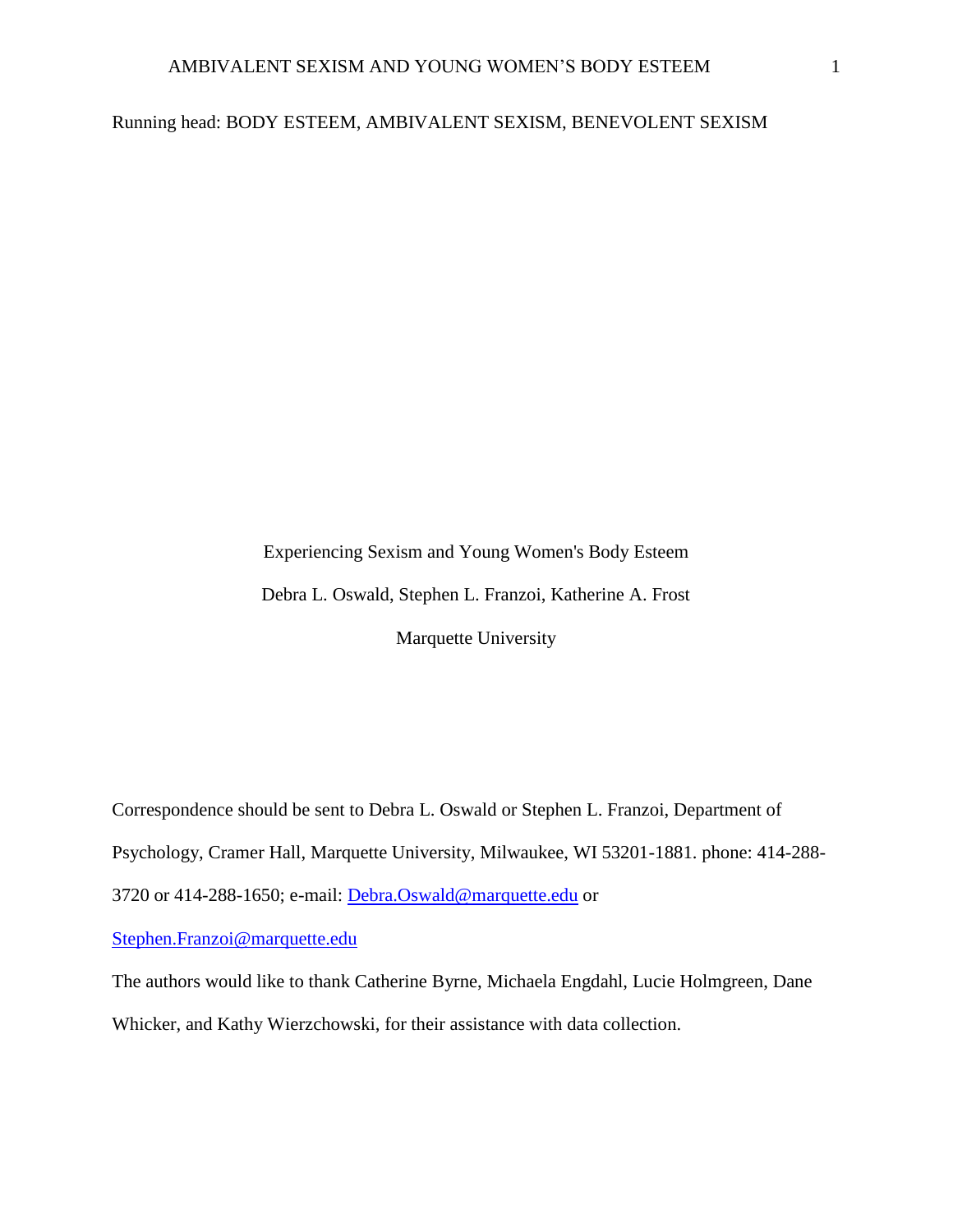Running head: BODY ESTEEM, AMBIVALENT SEXISM, BENEVOLENT SEXISM

# Experiencing Sexism and Young Women's Body Esteem

Debra L. Oswald, Stephen L. Franzoi, Katherine A. Frost

Marquette University

Correspondence should be sent to Debra L. Oswald or Stephen L. Franzoi, Department of Psychology, Cramer Hall, Marquette University, Milwaukee, WI 53201-1881. phone: 414-288-3720 or 414-288-1650; e-mail: Debra.Oswald@marquette.edu or Stephen.Franzoi@marquette.edu

The authors would like to thank Catherine Byrne, Michaela Engdahl, Lucie Holmgreen, Dane Whicker, and Kathy Wierzchowski, for their assistance with data collection.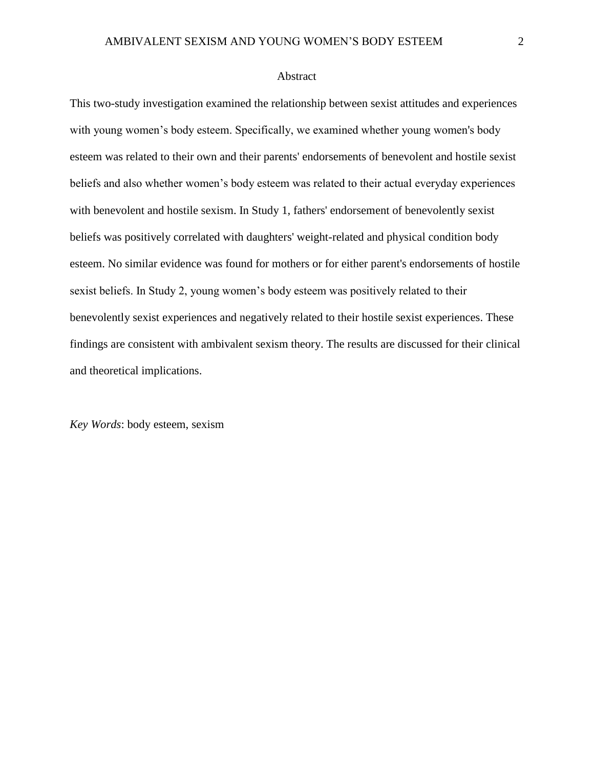# Abstract

This two-study investigation examined the relationship between sexist attitudes and experiences with young women's body esteem. Specifically, we examined whether young women's body esteem was related to their own and their parents' endorsements of benevolent and hostile sexist beliefs and also whether women's body esteem was related to their actual everyday experiences with benevolent and hostile sexism. In Study 1, fathers' endorsement of benevolently sexist beliefs was positively correlated with daughters' weight-related and physical condition body esteem. No similar evidence was found for mothers or for either parent's endorsements of hostile sexist beliefs. In Study 2, young women's body esteem was positively related to their benevolently sexist experiences and negatively related to their hostile sexist experiences. These findings are consistent with ambivalent sexism theory. The results are discussed for their clinical and theoretical implications.

*Key Words*: body esteem, sexism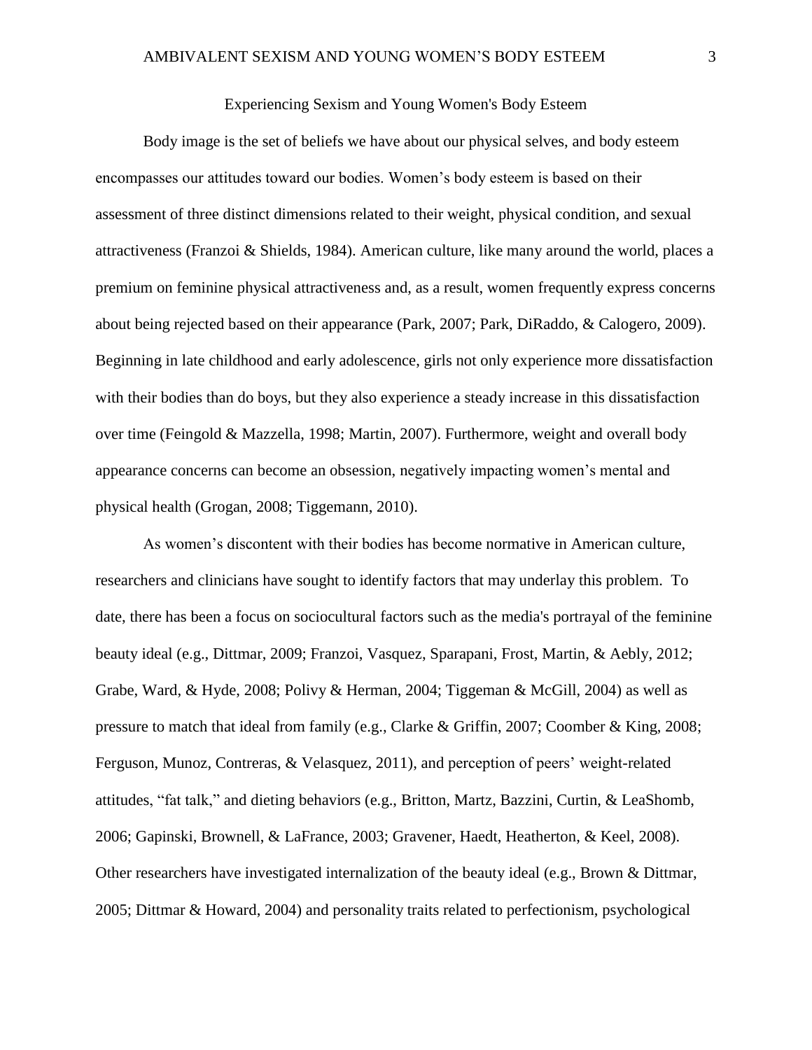# Experiencing Sexism and Young Women's Body Esteem

Body image is the set of beliefs we have about our physical selves, and body esteem encompasses our attitudes toward our bodies. Women's body esteem is based on their assessment of three distinct dimensions related to their weight, physical condition, and sexual attractiveness (Franzoi & Shields, 1984). American culture, like many around the world, places a premium on feminine physical attractiveness and, as a result, women frequently express concerns about being rejected based on their appearance (Park, 2007; Park, DiRaddo, & Calogero, 2009). Beginning in late childhood and early adolescence, girls not only experience more dissatisfaction with their bodies than do boys, but they also experience a steady increase in this dissatisfaction over time (Feingold & Mazzella, 1998; Martin, 2007). Furthermore, weight and overall body appearance concerns can become an obsession, negatively impacting women's mental and physical health (Grogan, 2008; Tiggemann, 2010).

As women's discontent with their bodies has become normative in American culture, researchers and clinicians have sought to identify factors that may underlay this problem. To date, there has been a focus on sociocultural factors such as the media's portrayal of the feminine beauty ideal (e.g., Dittmar, 2009; Franzoi, Vasquez, Sparapani, Frost, Martin, & Aebly, 2012; Grabe, Ward, & Hyde, 2008; Polivy & Herman, 2004; Tiggeman & McGill, 2004) as well as pressure to match that ideal from family (e.g., Clarke & Griffin, 2007; Coomber & King, 2008; Ferguson, Munoz, Contreras, & Velasquez, 2011), and perception of peers' weight-related attitudes, "fat talk," and dieting behaviors (e.g., Britton, Martz, Bazzini, Curtin, & LeaShomb, 2006; Gapinski, Brownell, & LaFrance, 2003; Gravener, Haedt, Heatherton, & Keel, 2008). Other researchers have investigated internalization of the beauty ideal (e.g., Brown & Dittmar, 2005; Dittmar & Howard, 2004) and personality traits related to perfectionism, psychological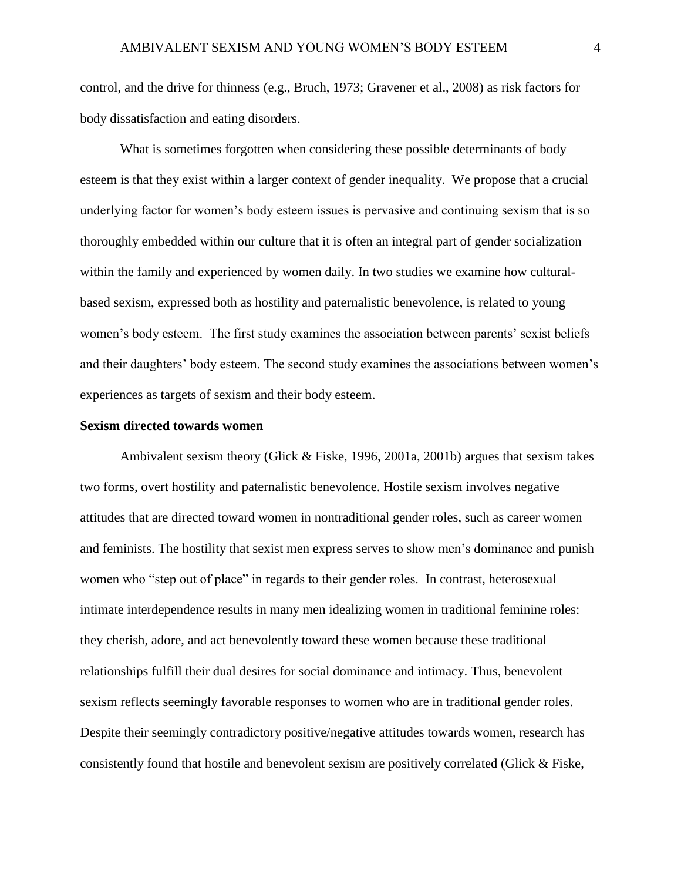control, and the drive for thinness (e.g., Bruch, 1973; Gravener et al., 2008) as risk factors for body dissatisfaction and eating disorders.

What is sometimes forgotten when considering these possible determinants of body esteem is that they exist within a larger context of gender inequality. We propose that a crucial underlying factor for women's body esteem issues is pervasive and continuing sexism that is so thoroughly embedded within our culture that it is often an integral part of gender socialization within the family and experienced by women daily. In two studies we examine how cultural-based sexism, expressed both as hostility and paternalistic benevolence, is related to young women's body esteem. The first study examines the association between parents' sexist beliefs and their daughters' body esteem. The second study examines the associations between women's experiences as targets of sexism and their body esteem.

**Sexism directed towards women**

Ambivalent sexism theory (Glick & Fiske, 1996, 2001a, 2001b) argues that sexism takes two forms, overt hostility and paternalistic benevolence. Hostile sexism involves negative attitudes that are directed toward women in nontraditional gender roles, such as career women and feminists. The hostility that sexist men express serves to show men's dominance and punish women who "step out of place" in regards to their gender roles. In contrast, heterosexual intimate interdependence results in many men idealizing women in traditional feminine roles: they cherish, adore, and act benevolently toward these women because these traditional relationships fulfill their dual desires for social dominance and intimacy. Thus, benevolent sexism reflects seemingly favorable responses to women who are in traditional gender roles. Despite their seemingly contradictory positive/negative attitudes towards women, research has consistently found that hostile and benevolent sexism are positively correlated (Glick & Fiske,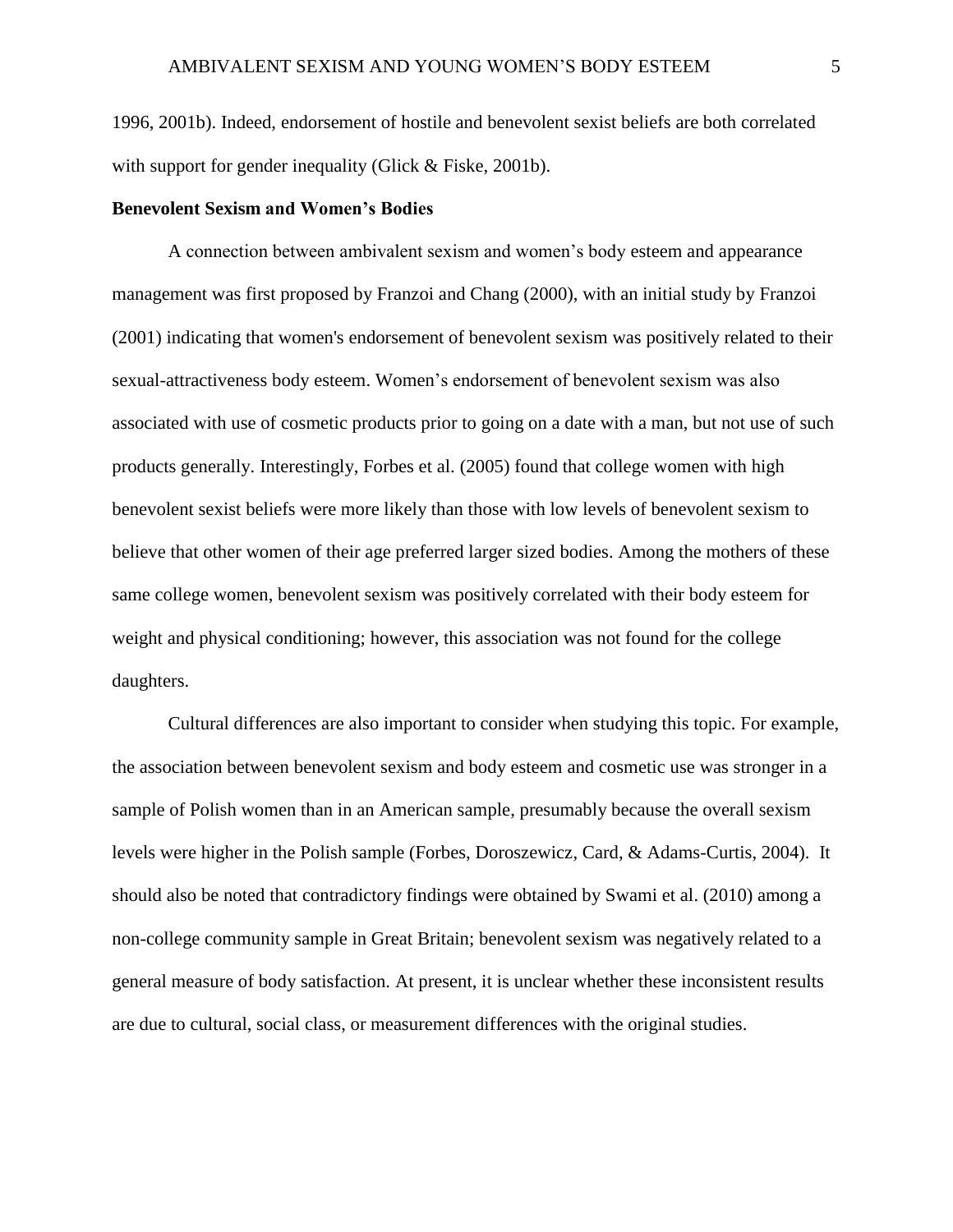1996, 2001b). Indeed, endorsement of hostile and benevolent sexist beliefs are both correlated with support for gender inequality (Glick & Fiske, 2001b).

**Benevolent Sexism and Women's Bodies**

A connection between ambivalent sexism and women's body esteem and appearance management was first proposed by Franzoi and Chang (2000), with an initial study by Franzoi (2001) indicating that women's endorsement of benevolent sexism was positively related to their sexual-attractiveness body esteem. Women's endorsement of benevolent sexism was also associated with use of cosmetic products prior to going on a date with a man, but not use of such products generally. Interestingly, Forbes et al. (2005) found that college women with high benevolent sexist beliefs were more likely than those with low levels of benevolent sexism to believe that other women of their age preferred larger sized bodies. Among the mothers of these same college women, benevolent sexism was positively correlated with their body esteem for weight and physical conditioning; however, this association was not found for the college daughters.

Cultural differences are also important to consider when studying this topic. For example, the association between benevolent sexism and body esteem and cosmetic use was stronger in a sample of Polish women than in an American sample, presumably because the overall sexism levels were higher in the Polish sample (Forbes, Doroszewicz, Card, & Adams-Curtis, 2004). It should also be noted that contradictory findings were obtained by Swami et al. (2010) among a non-college community sample in Great Britain; benevolent sexism was negatively related to a general measure of body satisfaction. At present, it is unclear whether these inconsistent results are due to cultural, social class, or measurement differences with the original studies.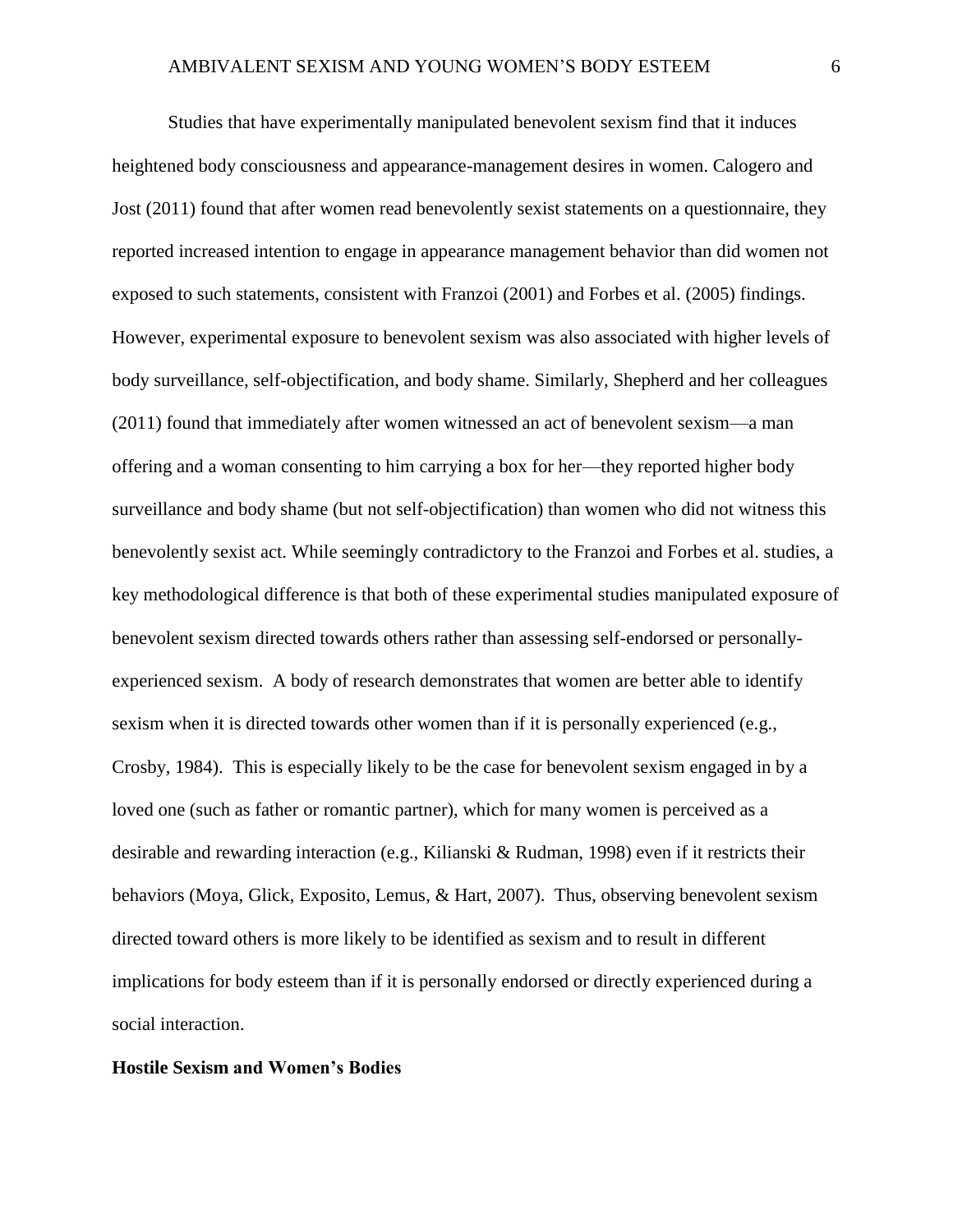Studies that have experimentally manipulated benevolent sexism find that it induces heightened body consciousness and appearance-management desires in women. Calogero and Jost (2011) found that after women read benevolently sexist statements on a questionnaire, they reported increased intention to engage in appearance management behavior than did women not exposed to such statements, consistent with Franzoi (2001) and Forbes et al. (2005) findings. However, experimental exposure to benevolent sexism was also associated with higher levels of body surveillance, self-objectification, and body shame. Similarly, Shepherd and her colleagues (2011) found that immediately after women witnessed an act of benevolent sexism—a man offering and a woman consenting to him carrying a box for her—they reported higher body surveillance and body shame (but not self-objectification) than women who did not witness this benevolently sexist act. While seemingly contradictory to the Franzoi and Forbes et al. studies, a key methodological difference is that both of these experimental studies manipulated exposure of benevolent sexism directed towards others rather than assessing self-endorsed or personally-experienced sexism. A body of research demonstrates that women are better able to identify sexism when it is directed towards other women than if it is personally experienced (e.g., Crosby, 1984). This is especially likely to be the case for benevolent sexism engaged in by a loved one (such as father or romantic partner), which for many women is perceived as a desirable and rewarding interaction (e.g., Kilianski & Rudman, 1998) even if it restricts their behaviors (Moya, Glick, Exposito, Lemus, & Hart, 2007). Thus, observing benevolent sexism directed toward others is more likely to be identified as sexism and to result in different implications for body esteem than if it is personally endorsed or directly experienced during a social interaction.

**Hostile Sexism and Women's Bodies**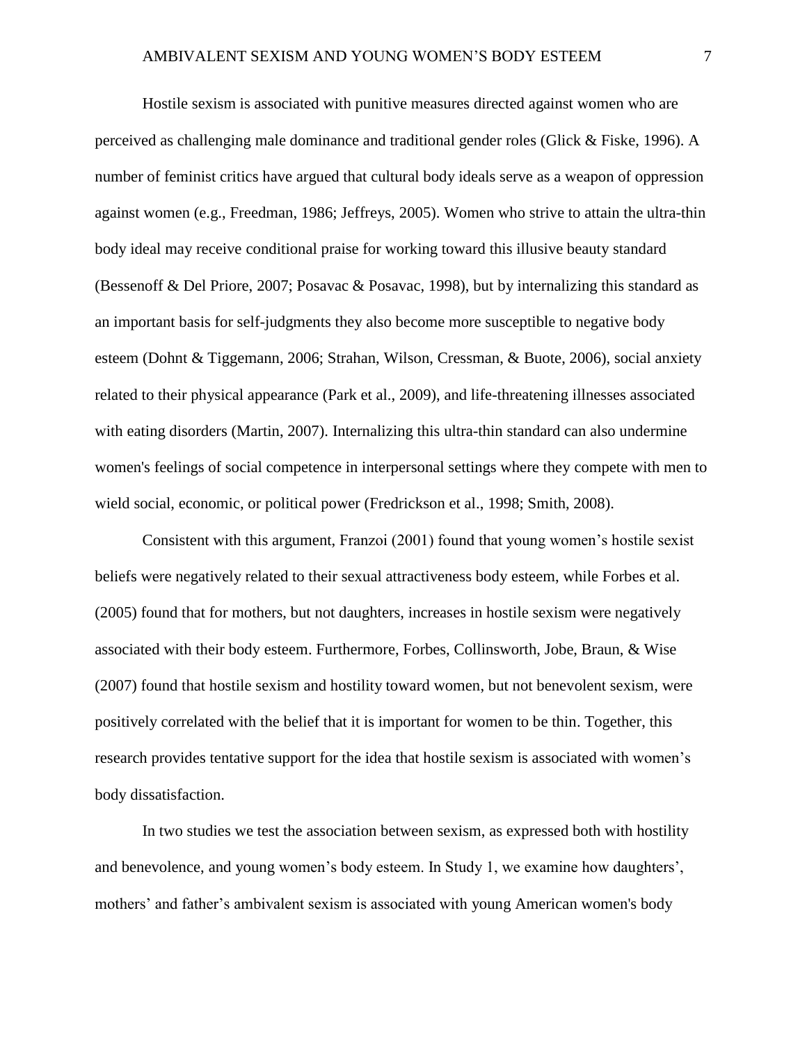Hostile sexism is associated with punitive measures directed against women who are perceived as challenging male dominance and traditional gender roles (Glick & Fiske, 1996). A number of feminist critics have argued that cultural body ideals serve as a weapon of oppression against women (e.g., Freedman, 1986; Jeffreys, 2005). Women who strive to attain the ultra-thin body ideal may receive conditional praise for working toward this illusive beauty standard (Bessenoff & Del Priore, 2007; Posavac & Posavac, 1998), but by internalizing this standard as an important basis for self-judgments they also become more susceptible to negative body esteem (Dohnt & Tiggemann, 2006; Strahan, Wilson, Cressman, & Buote, 2006), social anxiety related to their physical appearance (Park et al., 2009), and life-threatening illnesses associated with eating disorders (Martin, 2007). Internalizing this ultra-thin standard can also undermine women's feelings of social competence in interpersonal settings where they compete with men to wield social, economic, or political power (Fredrickson et al., 1998; Smith, 2008).

Consistent with this argument, Franzoi (2001) found that young women's hostile sexist beliefs were negatively related to their sexual attractiveness body esteem, while Forbes et al. (2005) found that for mothers, but not daughters, increases in hostile sexism were negatively associated with their body esteem. Furthermore, Forbes, Collinsworth, Jobe, Braun, & Wise (2007) found that hostile sexism and hostility toward women, but not benevolent sexism, were positively correlated with the belief that it is important for women to be thin. Together, this research provides tentative support for the idea that hostile sexism is associated with women's body dissatisfaction.

In two studies we test the association between sexism, as expressed both with hostility and benevolence, and young women's body esteem. In Study 1, we examine how daughters', mothers' and father's ambivalent sexism is associated with young American women's body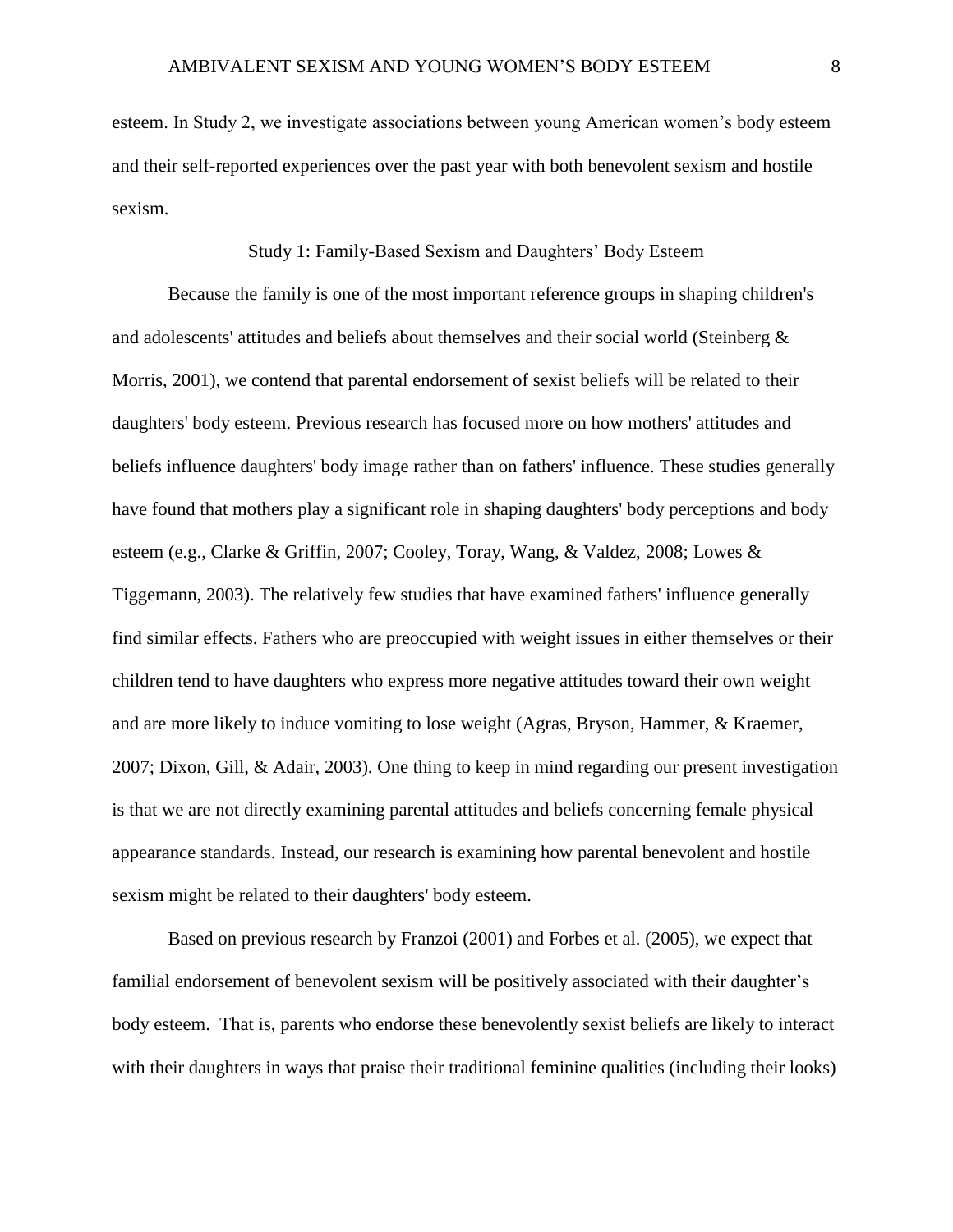esteem. In Study 2, we investigate associations between young American women's body esteem and their self-reported experiences over the past year with both benevolent sexism and hostile sexism.

## Study 1: Family-Based Sexism and Daughters' Body Esteem

Because the family is one of the most important reference groups in shaping children's and adolescents' attitudes and beliefs about themselves and their social world (Steinberg & Morris, 2001), we contend that parental endorsement of sexist beliefs will be related to their daughters' body esteem. Previous research has focused more on how mothers' attitudes and beliefs influence daughters' body image rather than on fathers' influence. These studies generally have found that mothers play a significant role in shaping daughters' body perceptions and body esteem (e.g., Clarke & Griffin, 2007; Cooley, Toray, Wang, & Valdez, 2008; Lowes & Tiggemann, 2003). The relatively few studies that have examined fathers' influence generally find similar effects. Fathers who are preoccupied with weight issues in either themselves or their children tend to have daughters who express more negative attitudes toward their own weight and are more likely to induce vomiting to lose weight (Agras, Bryson, Hammer, & Kraemer, 2007; Dixon, Gill, & Adair, 2003). One thing to keep in mind regarding our present investigation is that we are not directly examining parental attitudes and beliefs concerning female physical appearance standards. Instead, our research is examining how parental benevolent and hostile sexism might be related to their daughters' body esteem.

Based on previous research by Franzoi (2001) and Forbes et al. (2005), we expect that familial endorsement of benevolent sexism will be positively associated with their daughter's body esteem. That is, parents who endorse these benevolently sexist beliefs are likely to interact with their daughters in ways that praise their traditional feminine qualities (including their looks)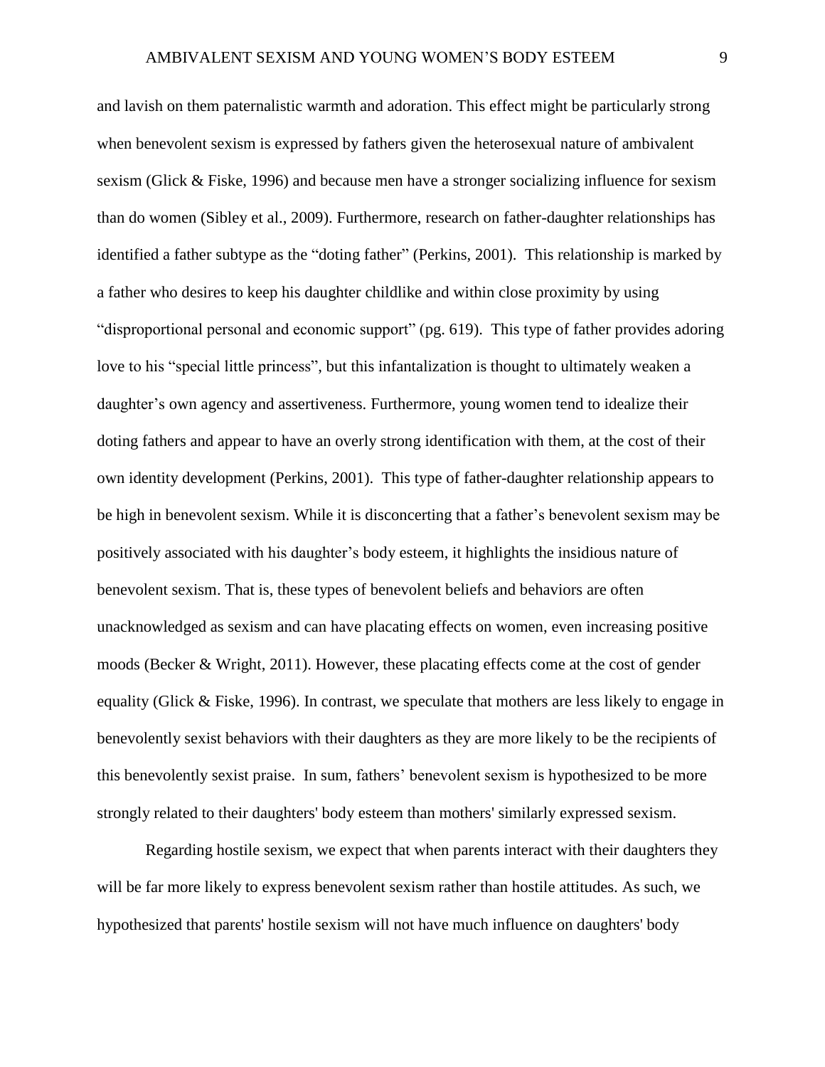and lavish on them paternalistic warmth and adoration. This effect might be particularly strong when benevolent sexism is expressed by fathers given the heterosexual nature of ambivalent sexism (Glick & Fiske, 1996) and because men have a stronger socializing influence for sexism than do women (Sibley et al., 2009). Furthermore, research on father-daughter relationships has identified a father subtype as the "doting father" (Perkins, 2001). This relationship is marked by a father who desires to keep his daughter childlike and within close proximity by using "disproportional personal and economic support" (pg. 619). This type of father provides adoring love to his "special little princess", but this infantalization is thought to ultimately weaken a daughter's own agency and assertiveness. Furthermore, young women tend to idealize their doting fathers and appear to have an overly strong identification with them, at the cost of their own identity development (Perkins, 2001). This type of father-daughter relationship appears to be high in benevolent sexism. While it is disconcerting that a father's benevolent sexism may be positively associated with his daughter's body esteem, it highlights the insidious nature of benevolent sexism. That is, these types of benevolent beliefs and behaviors are often unacknowledged as sexism and can have placating effects on women, even increasing positive moods (Becker & Wright, 2011). However, these placating effects come at the cost of gender equality (Glick & Fiske, 1996). In contrast, we speculate that mothers are less likely to engage in benevolently sexist behaviors with their daughters as they are more likely to be the recipients of this benevolently sexist praise. In sum, fathers' benevolent sexism is hypothesized to be more strongly related to their daughters' body esteem than mothers' similarly expressed sexism.

Regarding hostile sexism, we expect that when parents interact with their daughters they will be far more likely to express benevolent sexism rather than hostile attitudes. As such, we hypothesized that parents' hostile sexism will not have much influence on daughters' body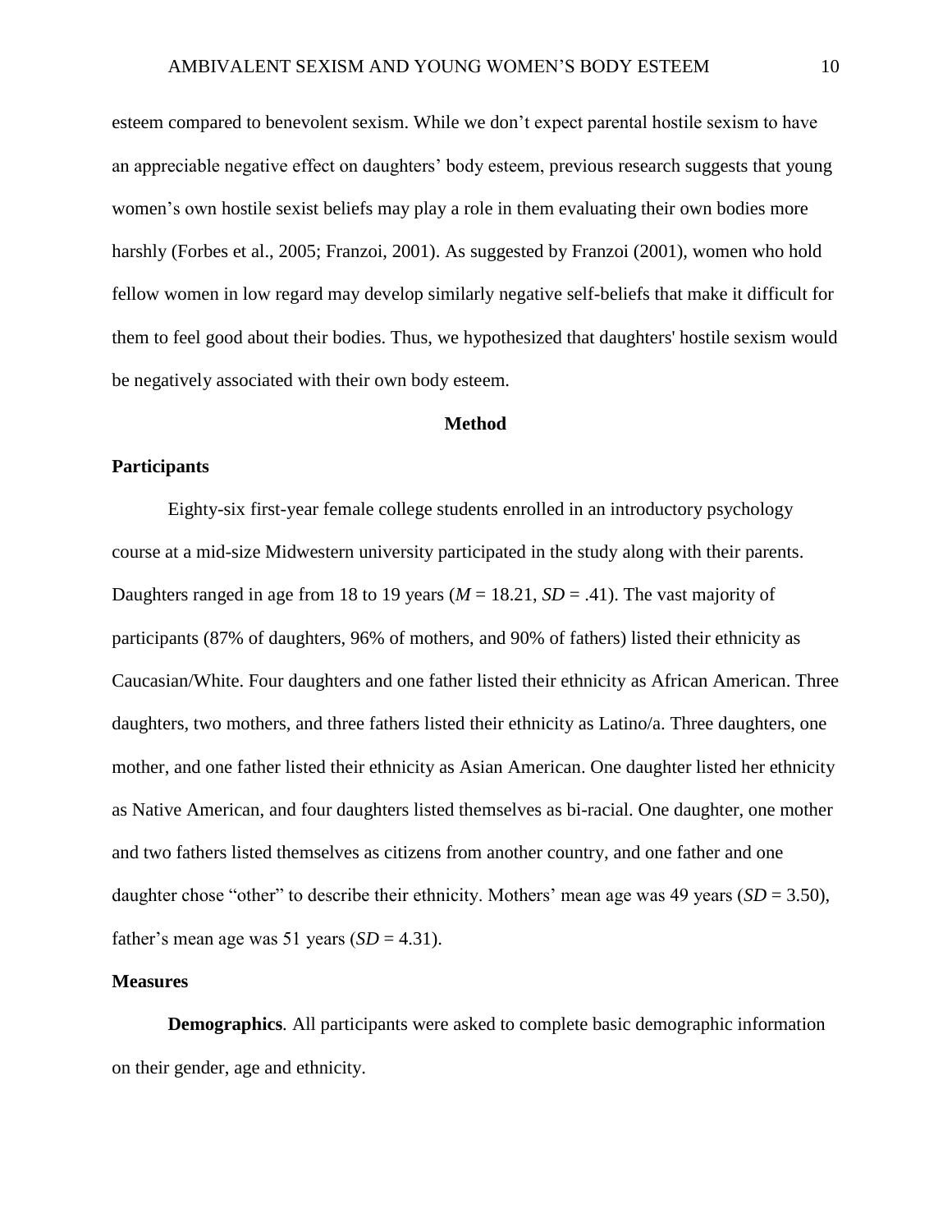esteem compared to benevolent sexism. While we don't expect parental hostile sexism to have an appreciable negative effect on daughters' body esteem, previous research suggests that young women's own hostile sexist beliefs may play a role in them evaluating their own bodies more harshly (Forbes et al., 2005; Franzoi, 2001). As suggested by Franzoi (2001), women who hold fellow women in low regard may develop similarly negative self-beliefs that make it difficult for them to feel good about their bodies. Thus, we hypothesized that daughters' hostile sexism would be negatively associated with their own body esteem.

# Method

## Participants

Eighty-six first-year female college students enrolled in an introductory psychology course at a mid-size Midwestern university participated in the study along with their parents. Daughters ranged in age from 18 to 19 years ($M$ = 18.21, $SD$ = .41). The vast majority of participants (87% of daughters, 96% of mothers, and 90% of fathers) listed their ethnicity as Caucasian/White. Four daughters and one father listed their ethnicity as African American. Three daughters, two mothers, and three fathers listed their ethnicity as Latino/a. Three daughters, one mother, and one father listed their ethnicity as Asian American. One daughter listed her ethnicity as Native American, and four daughters listed themselves as bi-racial. One daughter, one mother and two fathers listed themselves as citizens from another country, and one father and one daughter chose "other" to describe their ethnicity. Mothers' mean age was 49 years ($SD$ = 3.50), father's mean age was 51 years ($SD$ = 4.31).

## Measures

**Demographics**. All participants were asked to complete basic demographic information on their gender, age and ethnicity.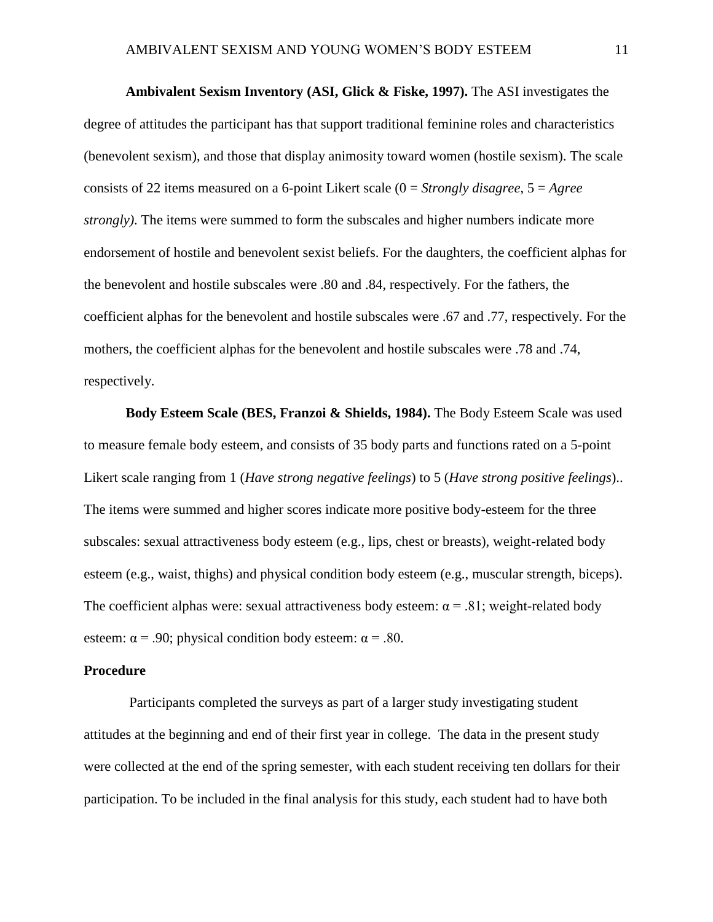**Ambivalent Sexism Inventory (ASI, Glick & Fiske, 1997).** The ASI investigates the degree of attitudes the participant has that support traditional feminine roles and characteristics (benevolent sexism), and those that display animosity toward women (hostile sexism). The scale consists of 22 items measured on a 6-point Likert scale (0 = *Strongly disagree*, 5 = *Agree strongly)*. The items were summed to form the subscales and higher numbers indicate more endorsement of hostile and benevolent sexist beliefs. For the daughters, the coefficient alphas for the benevolent and hostile subscales were .80 and .84, respectively. For the fathers, the coefficient alphas for the benevolent and hostile subscales were .67 and .77, respectively. For the mothers, the coefficient alphas for the benevolent and hostile subscales were .78 and .74, respectively.

**Body Esteem Scale (BES, Franzoi & Shields, 1984).** The Body Esteem Scale was used to measure female body esteem, and consists of 35 body parts and functions rated on a 5-point Likert scale ranging from 1 (*Have strong negative feelings*) to 5 (*Have strong positive feelings*).. The items were summed and higher scores indicate more positive body-esteem for the three subscales: sexual attractiveness body esteem (e.g., lips, chest or breasts), weight-related body esteem (e.g., waist, thighs) and physical condition body esteem (e.g., muscular strength, biceps). The coefficient alphas were: sexual attractiveness body esteem: $\alpha = .81$; weight-related body esteem: $\alpha = .90$; physical condition body esteem: $\alpha = .80$.

## Procedure

Participants completed the surveys as part of a larger study investigating student attitudes at the beginning and end of their first year in college. The data in the present study were collected at the end of the spring semester, with each student receiving ten dollars for their participation. To be included in the final analysis for this study, each student had to have both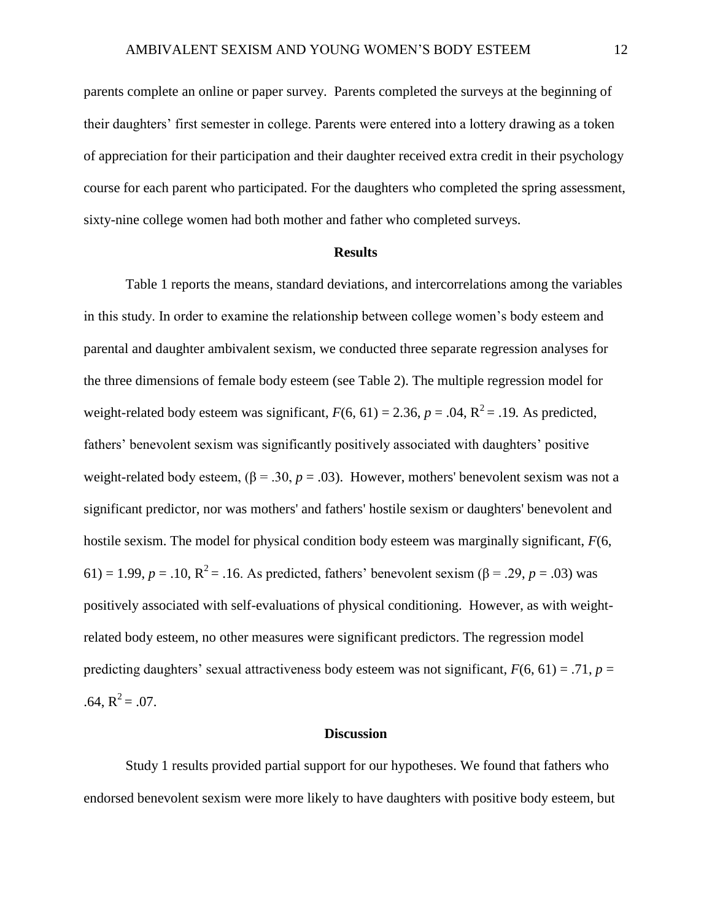parents complete an online or paper survey. Parents completed the surveys at the beginning of their daughters' first semester in college. Parents were entered into a lottery drawing as a token of appreciation for their participation and their daughter received extra credit in their psychology course for each parent who participated. For the daughters who completed the spring assessment, sixty-nine college women had both mother and father who completed surveys.

## Results

Table 1 reports the means, standard deviations, and intercorrelations among the variables in this study. In order to examine the relationship between college women's body esteem and parental and daughter ambivalent sexism, we conducted three separate regression analyses for the three dimensions of female body esteem (see Table 2). The multiple regression model for weight-related body esteem was significant, $F(6, 61) = 2.36$, $p = .04$, $R^2 = .19$. As predicted, fathers' benevolent sexism was significantly positively associated with daughters' positive weight-related body esteem, ($\beta = .30$, $p = .03$). However, mothers' benevolent sexism was not a significant predictor, nor was mothers' and fathers' hostile sexism or daughters' benevolent and hostile sexism. The model for physical condition body esteem was marginally significant, $F(6, 61) = 1.99$, $p = .10$, $R^2 = .16$. As predicted, fathers' benevolent sexism ($\beta = .29$, $p = .03$) was positively associated with self-evaluations of physical conditioning. However, as with weight-related body esteem, no other measures were significant predictors. The regression model predicting daughters' sexual attractiveness body esteem was not significant, $F(6, 61) = .71$, $p = .64$, $R^2 = .07$.

## Discussion

Study 1 results provided partial support for our hypotheses. We found that fathers who endorsed benevolent sexism were more likely to have daughters with positive body esteem, but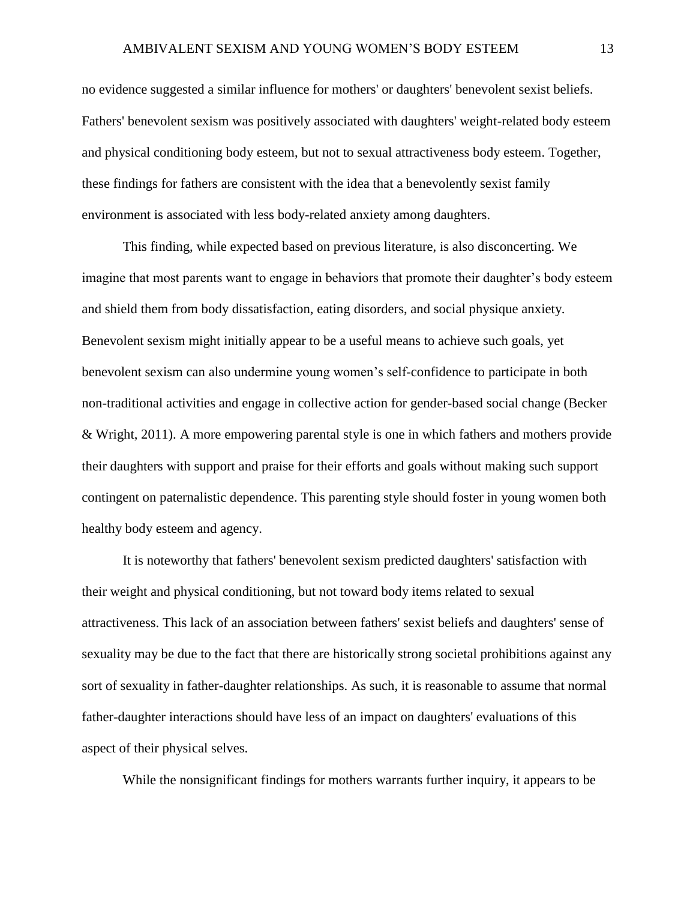no evidence suggested a similar influence for mothers' or daughters' benevolent sexist beliefs. Fathers' benevolent sexism was positively associated with daughters' weight-related body esteem and physical conditioning body esteem, but not to sexual attractiveness body esteem. Together, these findings for fathers are consistent with the idea that a benevolently sexist family environment is associated with less body-related anxiety among daughters.

This finding, while expected based on previous literature, is also disconcerting. We imagine that most parents want to engage in behaviors that promote their daughter's body esteem and shield them from body dissatisfaction, eating disorders, and social physique anxiety. Benevolent sexism might initially appear to be a useful means to achieve such goals, yet benevolent sexism can also undermine young women's self-confidence to participate in both non-traditional activities and engage in collective action for gender-based social change (Becker & Wright, 2011). A more empowering parental style is one in which fathers and mothers provide their daughters with support and praise for their efforts and goals without making such support contingent on paternalistic dependence. This parenting style should foster in young women both healthy body esteem and agency.

It is noteworthy that fathers' benevolent sexism predicted daughters' satisfaction with their weight and physical conditioning, but not toward body items related to sexual attractiveness. This lack of an association between fathers' sexist beliefs and daughters' sense of sexuality may be due to the fact that there are historically strong societal prohibitions against any sort of sexuality in father-daughter relationships. As such, it is reasonable to assume that normal father-daughter interactions should have less of an impact on daughters' evaluations of this aspect of their physical selves.

While the nonsignificant findings for mothers warrants further inquiry, it appears to be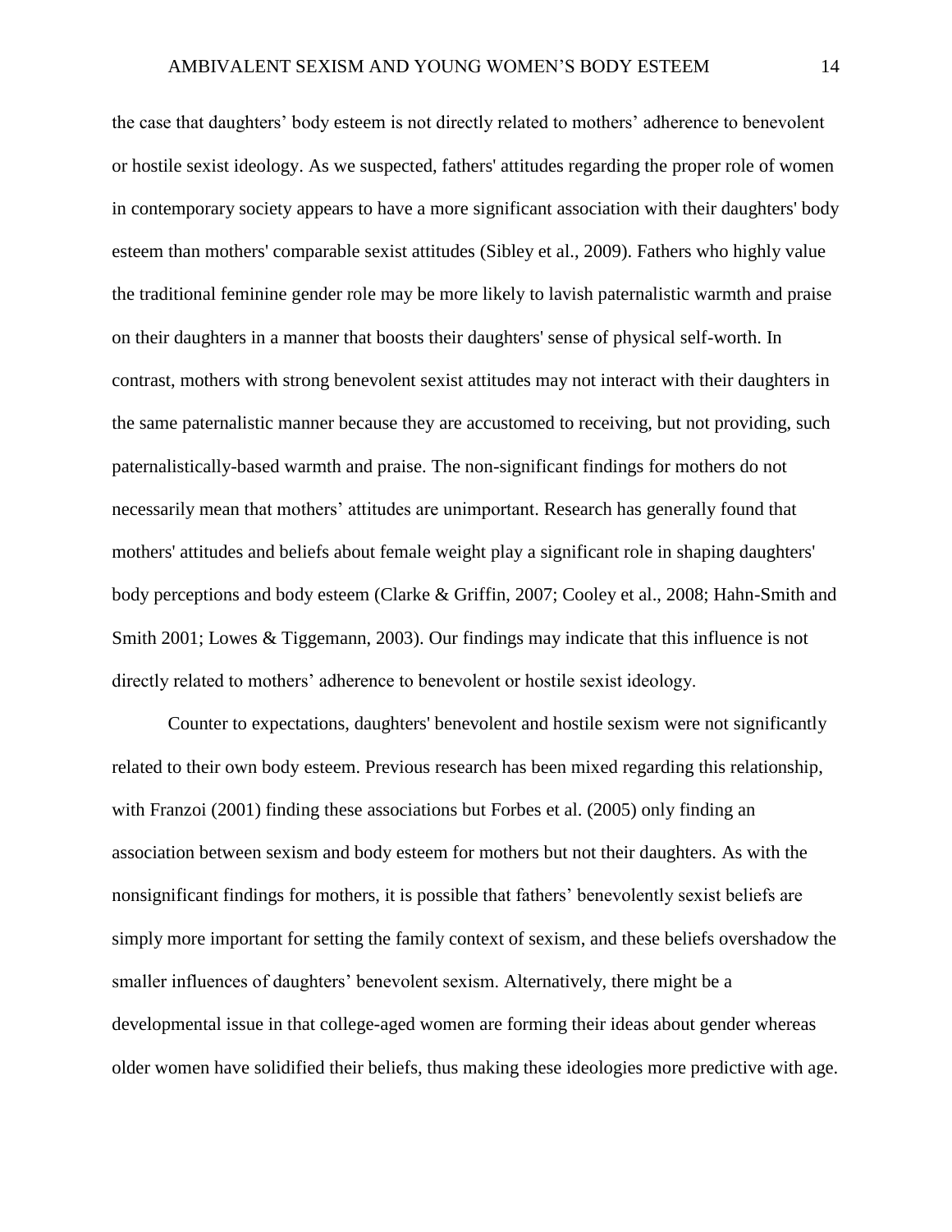the case that daughters' body esteem is not directly related to mothers' adherence to benevolent or hostile sexist ideology. As we suspected, fathers' attitudes regarding the proper role of women in contemporary society appears to have a more significant association with their daughters' body esteem than mothers' comparable sexist attitudes (Sibley et al., 2009). Fathers who highly value the traditional feminine gender role may be more likely to lavish paternalistic warmth and praise on their daughters in a manner that boosts their daughters' sense of physical self-worth. In contrast, mothers with strong benevolent sexist attitudes may not interact with their daughters in the same paternalistic manner because they are accustomed to receiving, but not providing, such paternalistically-based warmth and praise. The non-significant findings for mothers do not necessarily mean that mothers' attitudes are unimportant. Research has generally found that mothers' attitudes and beliefs about female weight play a significant role in shaping daughters' body perceptions and body esteem (Clarke & Griffin, 2007; Cooley et al., 2008; Hahn-Smith and Smith 2001; Lowes & Tiggemann, 2003). Our findings may indicate that this influence is not directly related to mothers' adherence to benevolent or hostile sexist ideology.

Counter to expectations, daughters' benevolent and hostile sexism were not significantly related to their own body esteem. Previous research has been mixed regarding this relationship, with Franzoi (2001) finding these associations but Forbes et al. (2005) only finding an association between sexism and body esteem for mothers but not their daughters. As with the nonsignificant findings for mothers, it is possible that fathers' benevolently sexist beliefs are simply more important for setting the family context of sexism, and these beliefs overshadow the smaller influences of daughters' benevolent sexism. Alternatively, there might be a developmental issue in that college-aged women are forming their ideas about gender whereas older women have solidified their beliefs, thus making these ideologies more predictive with age.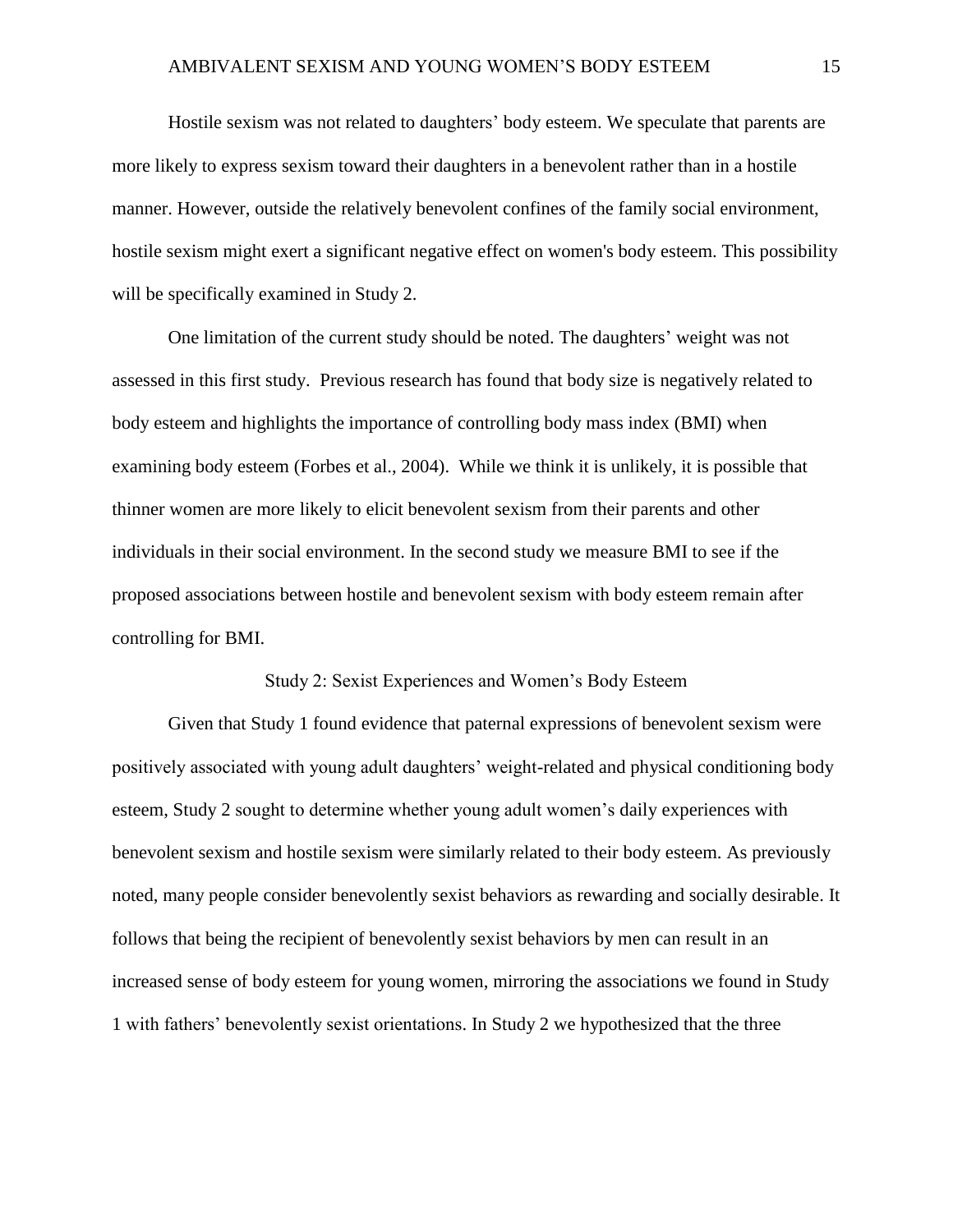Hostile sexism was not related to daughters' body esteem. We speculate that parents are more likely to express sexism toward their daughters in a benevolent rather than in a hostile manner. However, outside the relatively benevolent confines of the family social environment, hostile sexism might exert a significant negative effect on women's body esteem. This possibility will be specifically examined in Study 2.

One limitation of the current study should be noted. The daughters' weight was not assessed in this first study. Previous research has found that body size is negatively related to body esteem and highlights the importance of controlling body mass index (BMI) when examining body esteem (Forbes et al., 2004). While we think it is unlikely, it is possible that thinner women are more likely to elicit benevolent sexism from their parents and other individuals in their social environment. In the second study we measure BMI to see if the proposed associations between hostile and benevolent sexism with body esteem remain after controlling for BMI.

## Study 2: Sexist Experiences and Women's Body Esteem

Given that Study 1 found evidence that paternal expressions of benevolent sexism were positively associated with young adult daughters' weight-related and physical conditioning body esteem, Study 2 sought to determine whether young adult women's daily experiences with benevolent sexism and hostile sexism were similarly related to their body esteem. As previously noted, many people consider benevolently sexist behaviors as rewarding and socially desirable. It follows that being the recipient of benevolently sexist behaviors by men can result in an increased sense of body esteem for young women, mirroring the associations we found in Study 1 with fathers' benevolently sexist orientations. In Study 2 we hypothesized that the three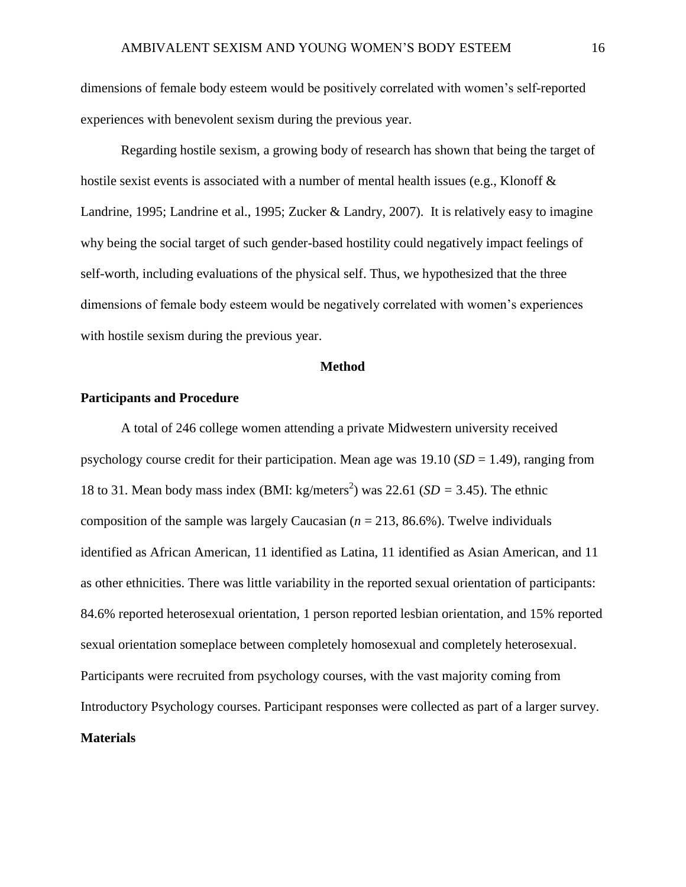dimensions of female body esteem would be positively correlated with women's self-reported experiences with benevolent sexism during the previous year.

Regarding hostile sexism, a growing body of research has shown that being the target of hostile sexist events is associated with a number of mental health issues (e.g., Klonoff & Landrine, 1995; Landrine et al., 1995; Zucker & Landry, 2007). It is relatively easy to imagine why being the social target of such gender-based hostility could negatively impact feelings of self-worth, including evaluations of the physical self. Thus, we hypothesized that the three dimensions of female body esteem would be negatively correlated with women's experiences with hostile sexism during the previous year.

# Method

## Participants and Procedure

A total of 246 college women attending a private Midwestern university received psychology course credit for their participation. Mean age was 19.10 (*SD* = 1.49), ranging from 18 to 31. Mean body mass index (BMI: kg/meters$^2$) was 22.61 (*SD* = 3.45). The ethnic composition of the sample was largely Caucasian (*n* = 213, 86.6%). Twelve individuals identified as African American, 11 identified as Latina, 11 identified as Asian American, and 11 as other ethnicities. There was little variability in the reported sexual orientation of participants: 84.6% reported heterosexual orientation, 1 person reported lesbian orientation, and 15% reported sexual orientation someplace between completely homosexual and completely heterosexual. Participants were recruited from psychology courses, with the vast majority coming from Introductory Psychology courses. Participant responses were collected as part of a larger survey.

## Materials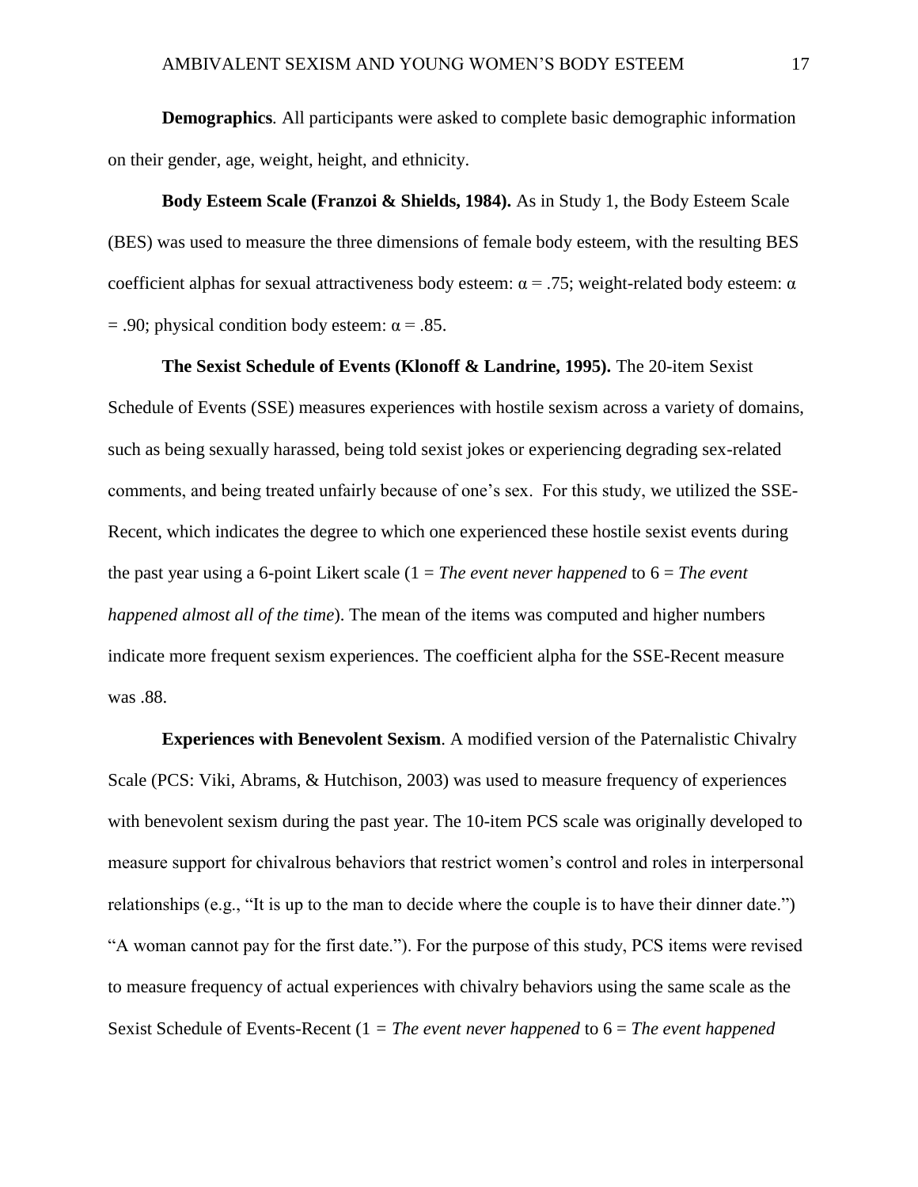**Demographics**. All participants were asked to complete basic demographic information on their gender, age, weight, height, and ethnicity.

**Body Esteem Scale (Franzoi & Shields, 1984).** As in Study 1, the Body Esteem Scale (BES) was used to measure the three dimensions of female body esteem, with the resulting BES coefficient alphas for sexual attractiveness body esteem: $\alpha = .75$; weight-related body esteem: $\alpha = .90$; physical condition body esteem: $\alpha = .85$.

**The Sexist Schedule of Events (Klonoff & Landrine, 1995).** The 20-item Sexist Schedule of Events (SSE) measures experiences with hostile sexism across a variety of domains, such as being sexually harassed, being told sexist jokes or experiencing degrading sex-related comments, and being treated unfairly because of one's sex. For this study, we utilized the SSE-Recent, which indicates the degree to which one experienced these hostile sexist events during the past year using a 6-point Likert scale (1 = *The event never happened* to 6 = *The event happened almost all of the time*). The mean of the items was computed and higher numbers indicate more frequent sexism experiences. The coefficient alpha for the SSE-Recent measure was .88.

**Experiences with Benevolent Sexism**. A modified version of the Paternalistic Chivalry Scale (PCS: Viki, Abrams, & Hutchison, 2003) was used to measure frequency of experiences with benevolent sexism during the past year. The 10-item PCS scale was originally developed to measure support for chivalrous behaviors that restrict women's control and roles in interpersonal relationships (e.g., "It is up to the man to decide where the couple is to have their dinner date.") "A woman cannot pay for the first date."). For the purpose of this study, PCS items were revised to measure frequency of actual experiences with chivalry behaviors using the same scale as the Sexist Schedule of Events-Recent (1 = *The event never happened* to 6 = *The event happened*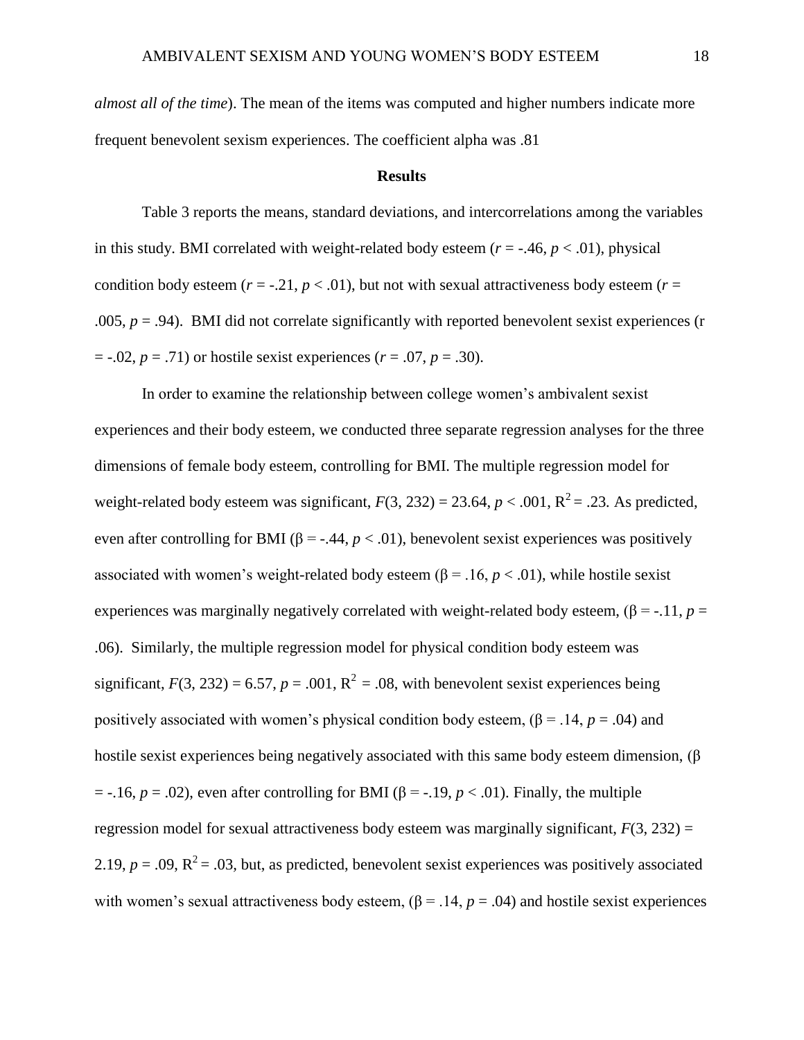*almost all of the time*). The mean of the items was computed and higher numbers indicate more frequent benevolent sexism experiences. The coefficient alpha was .81

## Results

Table 3 reports the means, standard deviations, and intercorrelations among the variables in this study. BMI correlated with weight-related body esteem ($r$ = -.46, $p$ < .01), physical condition body esteem ($r$ = -.21, $p$ < .01), but not with sexual attractiveness body esteem ($r$ = .005, $p$ = .94). BMI did not correlate significantly with reported benevolent sexist experiences (r = -.02, $p$ = .71) or hostile sexist experiences ($r$ = .07, $p$ = .30).

In order to examine the relationship between college women's ambivalent sexist experiences and their body esteem, we conducted three separate regression analyses for the three dimensions of female body esteem, controlling for BMI. The multiple regression model for weight-related body esteem was significant, $F$(3, 232) = 23.64, $p$ < .001, $R^2$ = .23. As predicted, even after controlling for BMI (β = -.44, $p$ < .01), benevolent sexist experiences was positively associated with women's weight-related body esteem (β = .16, $p$ < .01), while hostile sexist experiences was marginally negatively correlated with weight-related body esteem, (β = -.11, $p$ = .06). Similarly, the multiple regression model for physical condition body esteem was significant, $F$(3, 232) = 6.57, $p$ = .001, $R^2$ = .08, with benevolent sexist experiences being positively associated with women's physical condition body esteem, (β = .14, $p$ = .04) and hostile sexist experiences being negatively associated with this same body esteem dimension, (β = -.16, $p$ = .02), even after controlling for BMI (β = -.19, $p$ < .01). Finally, the multiple regression model for sexual attractiveness body esteem was marginally significant, $F$(3, 232) = 2.19, $p$ = .09, $R^2$ = .03, but, as predicted, benevolent sexist experiences was positively associated with women's sexual attractiveness body esteem, (β = .14, $p$ = .04) and hostile sexist experiences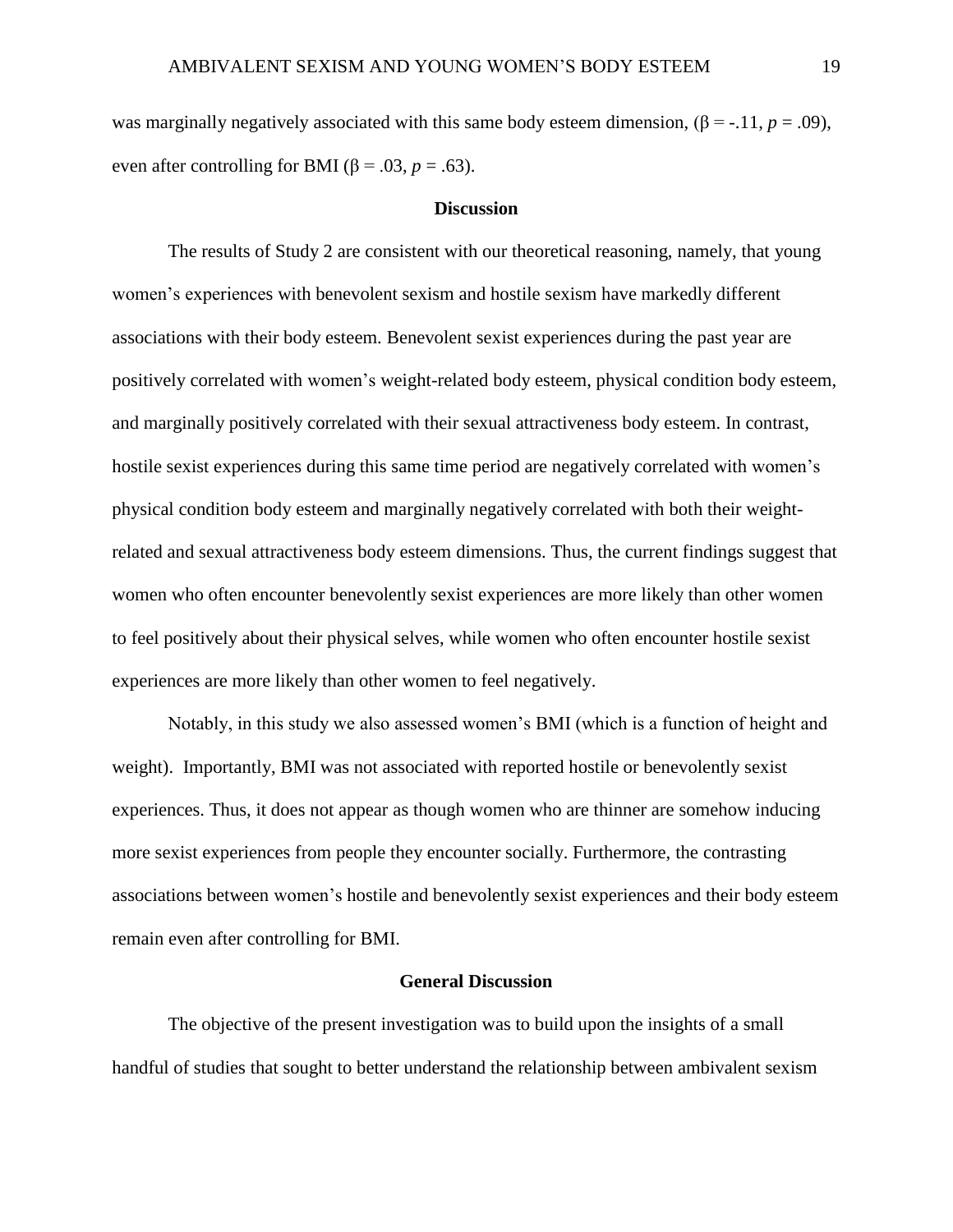was marginally negatively associated with this same body esteem dimension, ($\beta = -.11$, $p = .09$), even after controlling for BMI ($\beta = .03$, $p = .63$).

## Discussion

The results of Study 2 are consistent with our theoretical reasoning, namely, that young women's experiences with benevolent sexism and hostile sexism have markedly different associations with their body esteem. Benevolent sexist experiences during the past year are positively correlated with women's weight-related body esteem, physical condition body esteem, and marginally positively correlated with their sexual attractiveness body esteem. In contrast, hostile sexist experiences during this same time period are negatively correlated with women's physical condition body esteem and marginally negatively correlated with both their weight-related and sexual attractiveness body esteem dimensions. Thus, the current findings suggest that women who often encounter benevolently sexist experiences are more likely than other women to feel positively about their physical selves, while women who often encounter hostile sexist experiences are more likely than other women to feel negatively.

Notably, in this study we also assessed women's BMI (which is a function of height and weight). Importantly, BMI was not associated with reported hostile or benevolently sexist experiences. Thus, it does not appear as though women who are thinner are somehow inducing more sexist experiences from people they encounter socially. Furthermore, the contrasting associations between women's hostile and benevolently sexist experiences and their body esteem remain even after controlling for BMI.

## General Discussion

The objective of the present investigation was to build upon the insights of a small handful of studies that sought to better understand the relationship between ambivalent sexism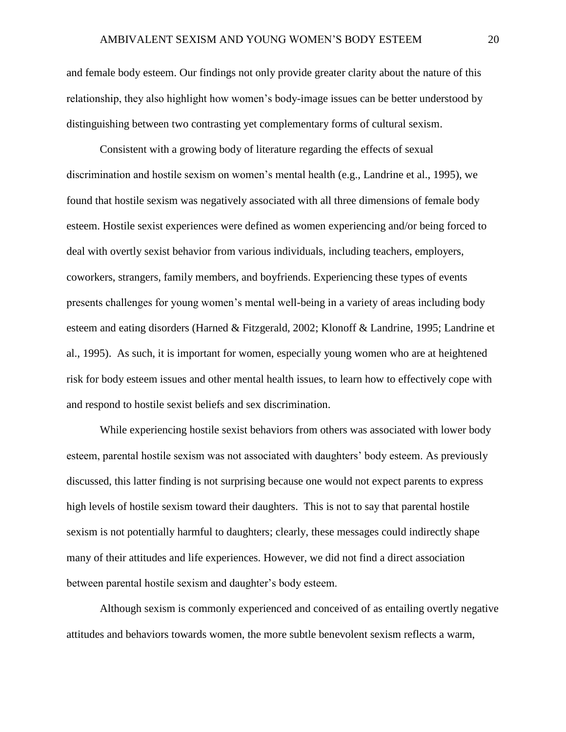and female body esteem. Our findings not only provide greater clarity about the nature of this relationship, they also highlight how women's body-image issues can be better understood by distinguishing between two contrasting yet complementary forms of cultural sexism.

Consistent with a growing body of literature regarding the effects of sexual discrimination and hostile sexism on women's mental health (e.g., Landrine et al., 1995), we found that hostile sexism was negatively associated with all three dimensions of female body esteem. Hostile sexist experiences were defined as women experiencing and/or being forced to deal with overtly sexist behavior from various individuals, including teachers, employers, coworkers, strangers, family members, and boyfriends. Experiencing these types of events presents challenges for young women's mental well-being in a variety of areas including body esteem and eating disorders (Harned & Fitzgerald, 2002; Klonoff & Landrine, 1995; Landrine et al., 1995). As such, it is important for women, especially young women who are at heightened risk for body esteem issues and other mental health issues, to learn how to effectively cope with and respond to hostile sexist beliefs and sex discrimination.

While experiencing hostile sexist behaviors from others was associated with lower body esteem, parental hostile sexism was not associated with daughters' body esteem. As previously discussed, this latter finding is not surprising because one would not expect parents to express high levels of hostile sexism toward their daughters. This is not to say that parental hostile sexism is not potentially harmful to daughters; clearly, these messages could indirectly shape many of their attitudes and life experiences. However, we did not find a direct association between parental hostile sexism and daughter's body esteem.

Although sexism is commonly experienced and conceived of as entailing overtly negative attitudes and behaviors towards women, the more subtle benevolent sexism reflects a warm,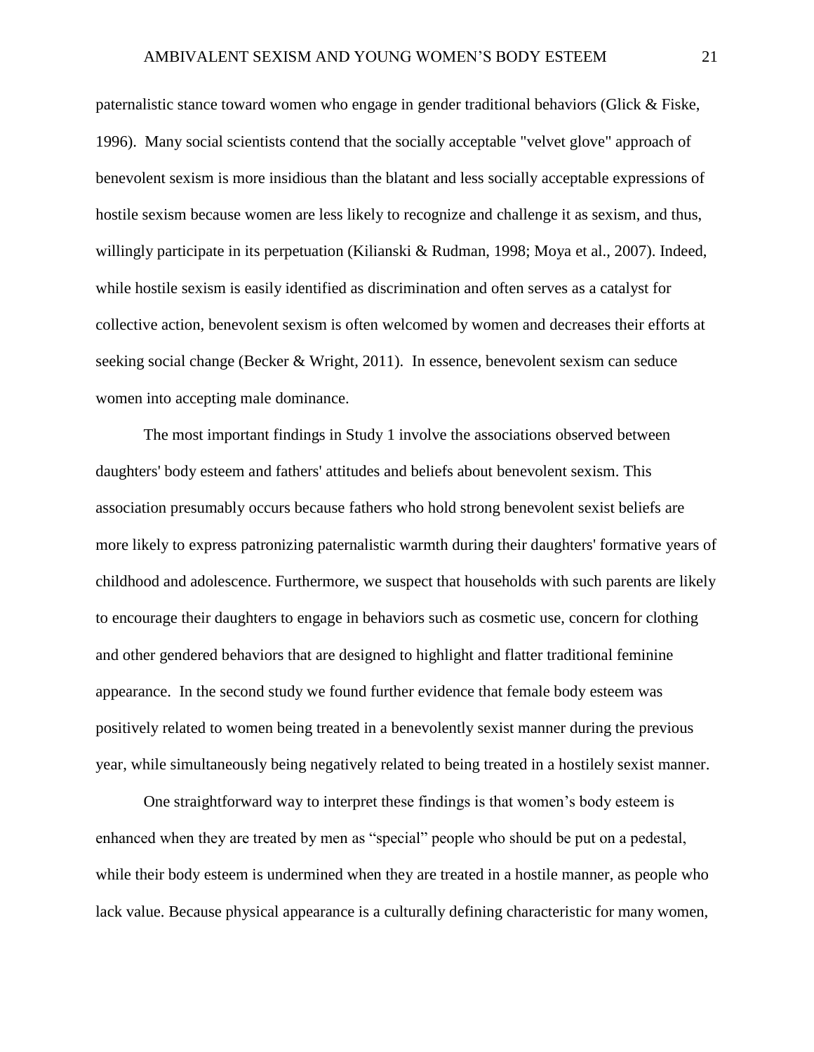paternalistic stance toward women who engage in gender traditional behaviors (Glick & Fiske, 1996). Many social scientists contend that the socially acceptable "velvet glove" approach of benevolent sexism is more insidious than the blatant and less socially acceptable expressions of hostile sexism because women are less likely to recognize and challenge it as sexism, and thus, willingly participate in its perpetuation (Kilianski & Rudman, 1998; Moya et al., 2007). Indeed, while hostile sexism is easily identified as discrimination and often serves as a catalyst for collective action, benevolent sexism is often welcomed by women and decreases their efforts at seeking social change (Becker & Wright, 2011). In essence, benevolent sexism can seduce women into accepting male dominance.

The most important findings in Study 1 involve the associations observed between daughters' body esteem and fathers' attitudes and beliefs about benevolent sexism. This association presumably occurs because fathers who hold strong benevolent sexist beliefs are more likely to express patronizing paternalistic warmth during their daughters' formative years of childhood and adolescence. Furthermore, we suspect that households with such parents are likely to encourage their daughters to engage in behaviors such as cosmetic use, concern for clothing and other gendered behaviors that are designed to highlight and flatter traditional feminine appearance. In the second study we found further evidence that female body esteem was positively related to women being treated in a benevolently sexist manner during the previous year, while simultaneously being negatively related to being treated in a hostilely sexist manner.

One straightforward way to interpret these findings is that women's body esteem is enhanced when they are treated by men as "special" people who should be put on a pedestal, while their body esteem is undermined when they are treated in a hostile manner, as people who lack value. Because physical appearance is a culturally defining characteristic for many women,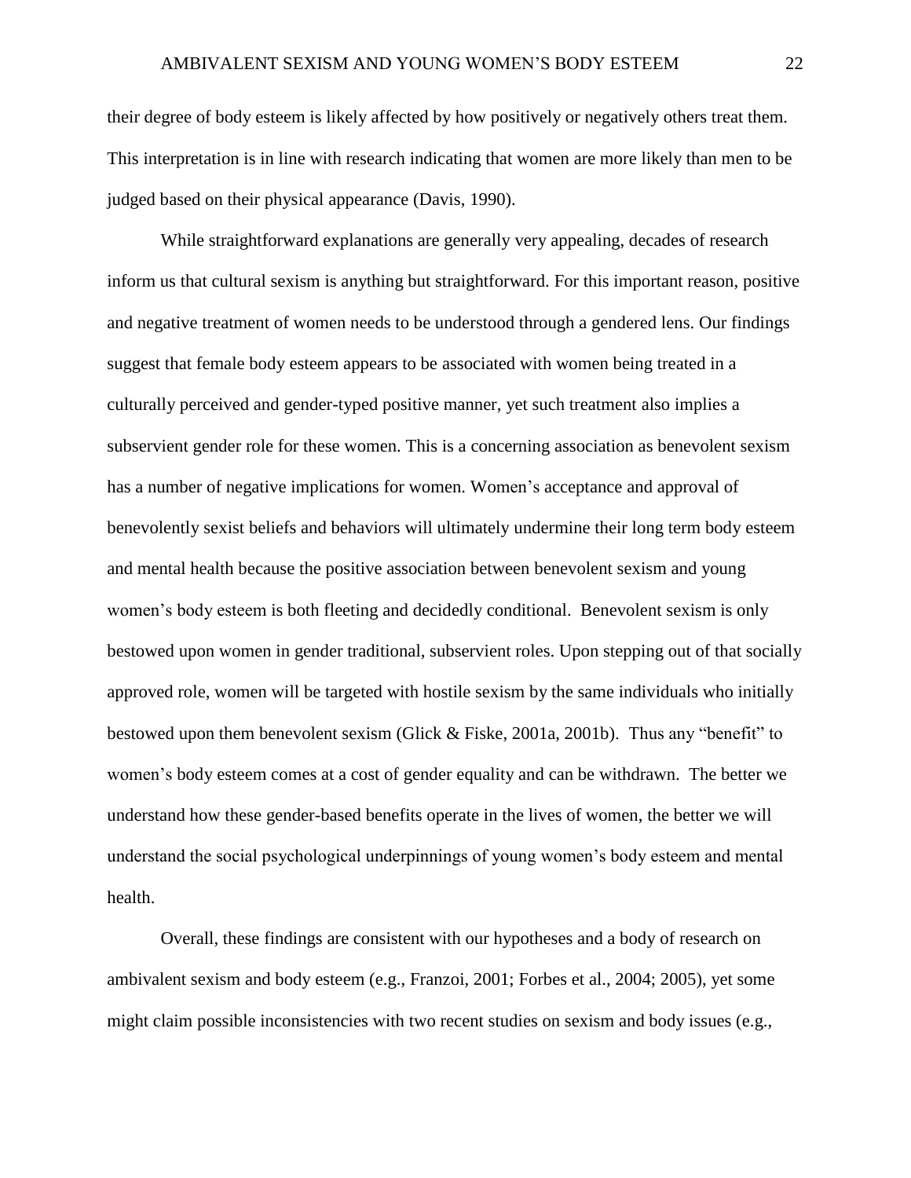their degree of body esteem is likely affected by how positively or negatively others treat them. This interpretation is in line with research indicating that women are more likely than men to be judged based on their physical appearance (Davis, 1990).

While straightforward explanations are generally very appealing, decades of research inform us that cultural sexism is anything but straightforward. For this important reason, positive and negative treatment of women needs to be understood through a gendered lens. Our findings suggest that female body esteem appears to be associated with women being treated in a culturally perceived and gender-typed positive manner, yet such treatment also implies a subservient gender role for these women. This is a concerning association as benevolent sexism has a number of negative implications for women. Women's acceptance and approval of benevolently sexist beliefs and behaviors will ultimately undermine their long term body esteem and mental health because the positive association between benevolent sexism and young women's body esteem is both fleeting and decidedly conditional. Benevolent sexism is only bestowed upon women in gender traditional, subservient roles. Upon stepping out of that socially approved role, women will be targeted with hostile sexism by the same individuals who initially bestowed upon them benevolent sexism (Glick & Fiske, 2001a, 2001b). Thus any "benefit" to women's body esteem comes at a cost of gender equality and can be withdrawn. The better we understand how these gender-based benefits operate in the lives of women, the better we will understand the social psychological underpinnings of young women's body esteem and mental health.

Overall, these findings are consistent with our hypotheses and a body of research on ambivalent sexism and body esteem (e.g., Franzoi, 2001; Forbes et al., 2004; 2005), yet some might claim possible inconsistencies with two recent studies on sexism and body issues (e.g.,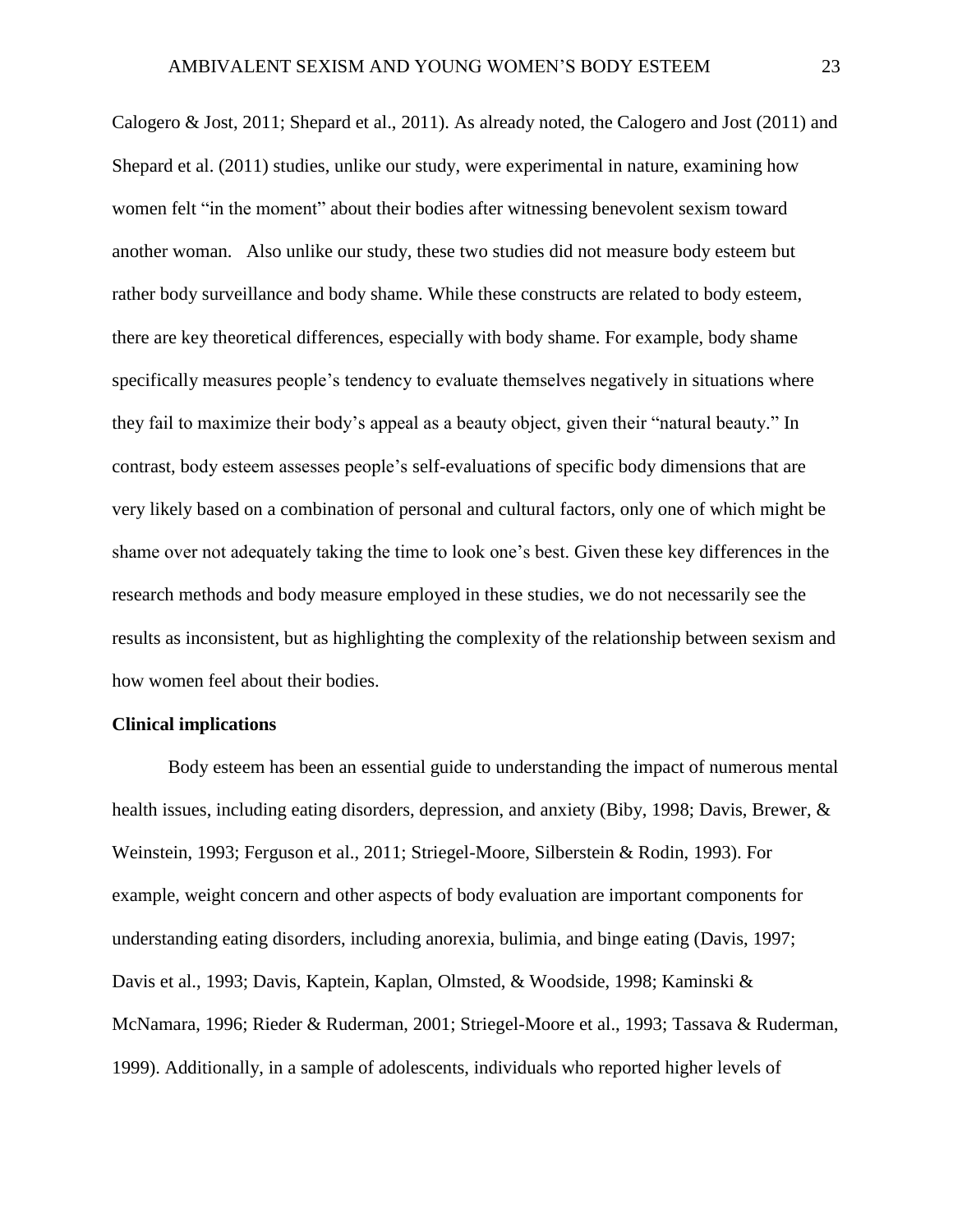Calogero & Jost, 2011; Shepard et al., 2011). As already noted, the Calogero and Jost (2011) and Shepard et al. (2011) studies, unlike our study, were experimental in nature, examining how women felt "in the moment" about their bodies after witnessing benevolent sexism toward another woman. Also unlike our study, these two studies did not measure body esteem but rather body surveillance and body shame. While these constructs are related to body esteem, there are key theoretical differences, especially with body shame. For example, body shame specifically measures people's tendency to evaluate themselves negatively in situations where they fail to maximize their body's appeal as a beauty object, given their "natural beauty." In contrast, body esteem assesses people's self-evaluations of specific body dimensions that are very likely based on a combination of personal and cultural factors, only one of which might be shame over not adequately taking the time to look one's best. Given these key differences in the research methods and body measure employed in these studies, we do not necessarily see the results as inconsistent, but as highlighting the complexity of the relationship between sexism and how women feel about their bodies.

**Clinical implications**

Body esteem has been an essential guide to understanding the impact of numerous mental health issues, including eating disorders, depression, and anxiety (Biby, 1998; Davis, Brewer, & Weinstein, 1993; Ferguson et al., 2011; Striegel-Moore, Silberstein & Rodin, 1993). For example, weight concern and other aspects of body evaluation are important components for understanding eating disorders, including anorexia, bulimia, and binge eating (Davis, 1997; Davis et al., 1993; Davis, Kaptein, Kaplan, Olmsted, & Woodside, 1998; Kaminski & McNamara, 1996; Rieder & Ruderman, 2001; Striegel-Moore et al., 1993; Tassava & Ruderman, 1999). Additionally, in a sample of adolescents, individuals who reported higher levels of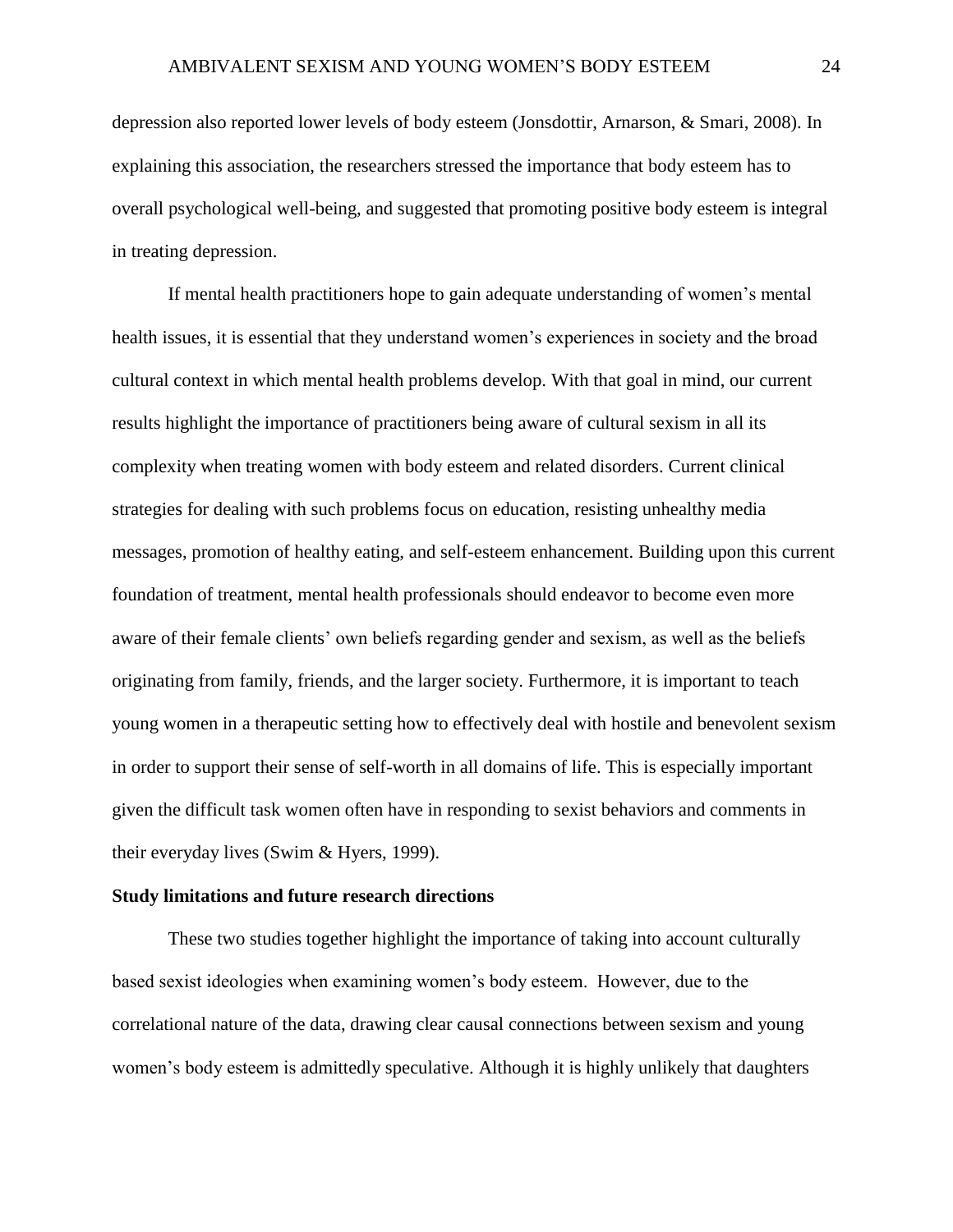depression also reported lower levels of body esteem (Jonsdottir, Arnarson, & Smari, 2008). In explaining this association, the researchers stressed the importance that body esteem has to overall psychological well-being, and suggested that promoting positive body esteem is integral in treating depression.

If mental health practitioners hope to gain adequate understanding of women's mental health issues, it is essential that they understand women's experiences in society and the broad cultural context in which mental health problems develop. With that goal in mind, our current results highlight the importance of practitioners being aware of cultural sexism in all its complexity when treating women with body esteem and related disorders. Current clinical strategies for dealing with such problems focus on education, resisting unhealthy media messages, promotion of healthy eating, and self-esteem enhancement. Building upon this current foundation of treatment, mental health professionals should endeavor to become even more aware of their female clients' own beliefs regarding gender and sexism, as well as the beliefs originating from family, friends, and the larger society. Furthermore, it is important to teach young women in a therapeutic setting how to effectively deal with hostile and benevolent sexism in order to support their sense of self-worth in all domains of life. This is especially important given the difficult task women often have in responding to sexist behaviors and comments in their everyday lives (Swim & Hyers, 1999).

**Study limitations and future research directions**

These two studies together highlight the importance of taking into account culturally based sexist ideologies when examining women's body esteem. However, due to the correlational nature of the data, drawing clear causal connections between sexism and young women's body esteem is admittedly speculative. Although it is highly unlikely that daughters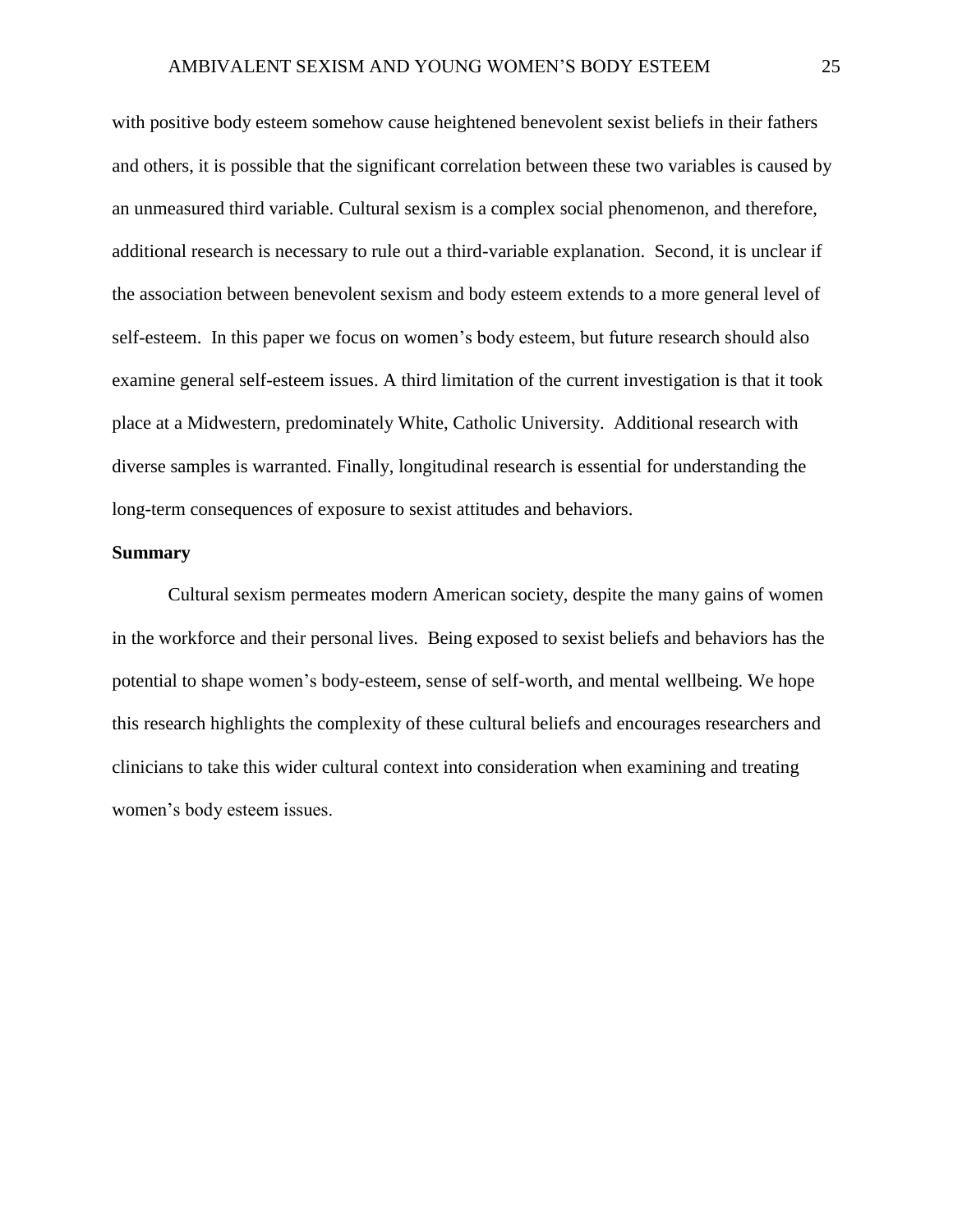with positive body esteem somehow cause heightened benevolent sexist beliefs in their fathers and others, it is possible that the significant correlation between these two variables is caused by an unmeasured third variable. Cultural sexism is a complex social phenomenon, and therefore, additional research is necessary to rule out a third-variable explanation. Second, it is unclear if the association between benevolent sexism and body esteem extends to a more general level of self-esteem. In this paper we focus on women's body esteem, but future research should also examine general self-esteem issues. A third limitation of the current investigation is that it took place at a Midwestern, predominately White, Catholic University. Additional research with diverse samples is warranted. Finally, longitudinal research is essential for understanding the long-term consequences of exposure to sexist attitudes and behaviors.

**Summary**

Cultural sexism permeates modern American society, despite the many gains of women in the workforce and their personal lives. Being exposed to sexist beliefs and behaviors has the potential to shape women's body-esteem, sense of self-worth, and mental wellbeing. We hope this research highlights the complexity of these cultural beliefs and encourages researchers and clinicians to take this wider cultural context into consideration when examining and treating women's body esteem issues.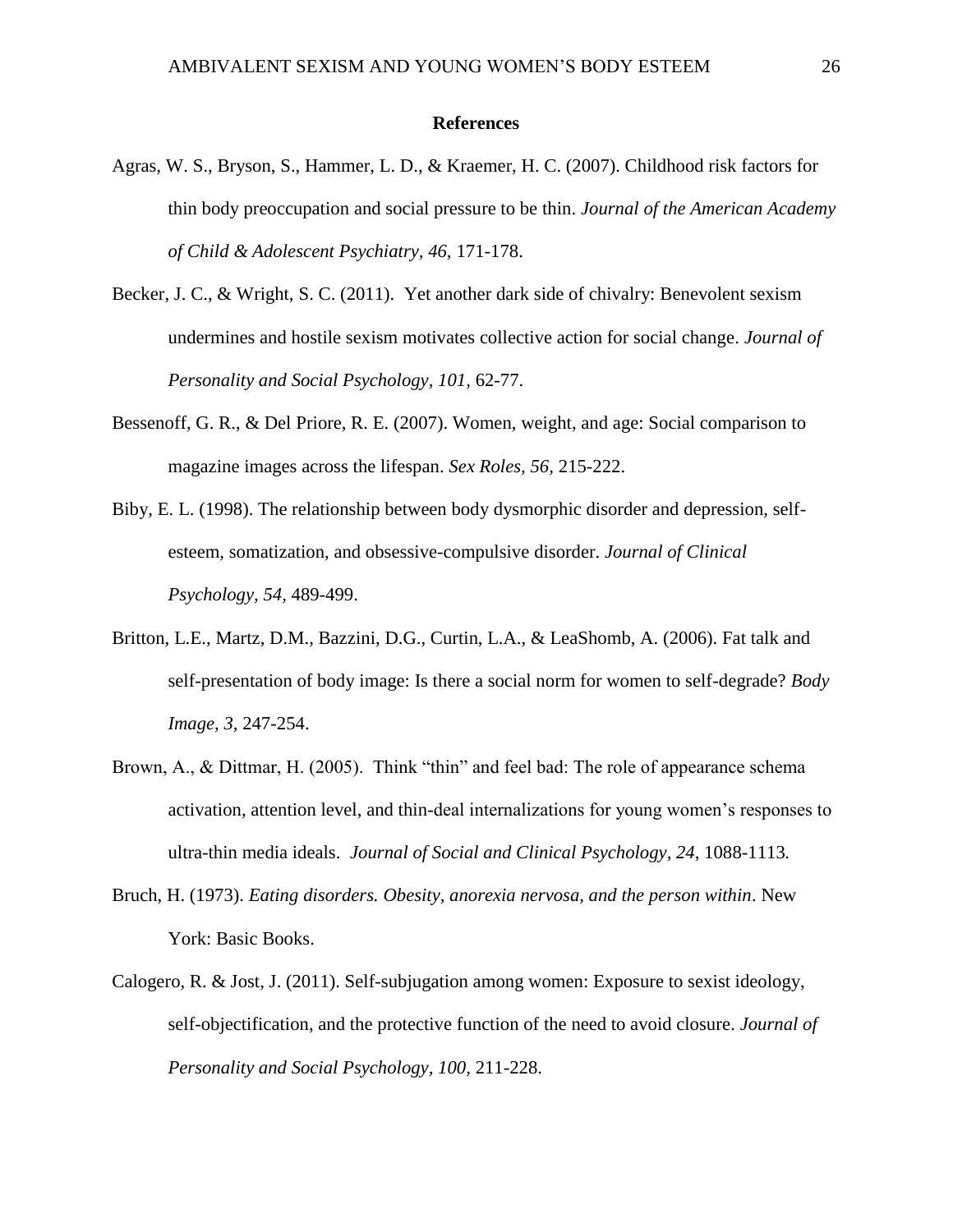**References**

Agras, W. S., Bryson, S., Hammer, L. D., & Kraemer, H. C. (2007). Childhood risk factors for thin body preoccupation and social pressure to be thin. *Journal of the American Academy of Child & Adolescent Psychiatry, 46,* 171-178.

Becker, J. C., & Wright, S. C. (2011). Yet another dark side of chivalry: Benevolent sexism undermines and hostile sexism motivates collective action for social change. *Journal of Personality and Social Psychology, 101,* 62-77.

Bessenoff, G. R., & Del Priore, R. E. (2007). Women, weight, and age: Social comparison to magazine images across the lifespan. *Sex Roles, 56,* 215-222.

Biby, E. L. (1998). The relationship between body dysmorphic disorder and depression, self-esteem, somatization, and obsessive-compulsive disorder. *Journal of Clinical Psychology, 54,* 489-499.

Britton, L.E., Martz, D.M., Bazzini, D.G., Curtin, L.A., & LeaShomb, A. (2006). Fat talk and self-presentation of body image: Is there a social norm for women to self-degrade? *Body Image, 3,* 247-254.

Brown, A., & Dittmar, H. (2005). Think "thin" and feel bad: The role of appearance schema activation, attention level, and thin-deal internalizations for young women's responses to ultra-thin media ideals. *Journal of Social and Clinical Psychology, 24,* 1088-1113*.*

Bruch, H. (1973). *Eating disorders. Obesity, anorexia nervosa, and the person within*. New York: Basic Books.

Calogero, R. & Jost, J. (2011). Self-subjugation among women: Exposure to sexist ideology, self-objectification, and the protective function of the need to avoid closure. *Journal of Personality and Social Psychology, 100,* 211-228.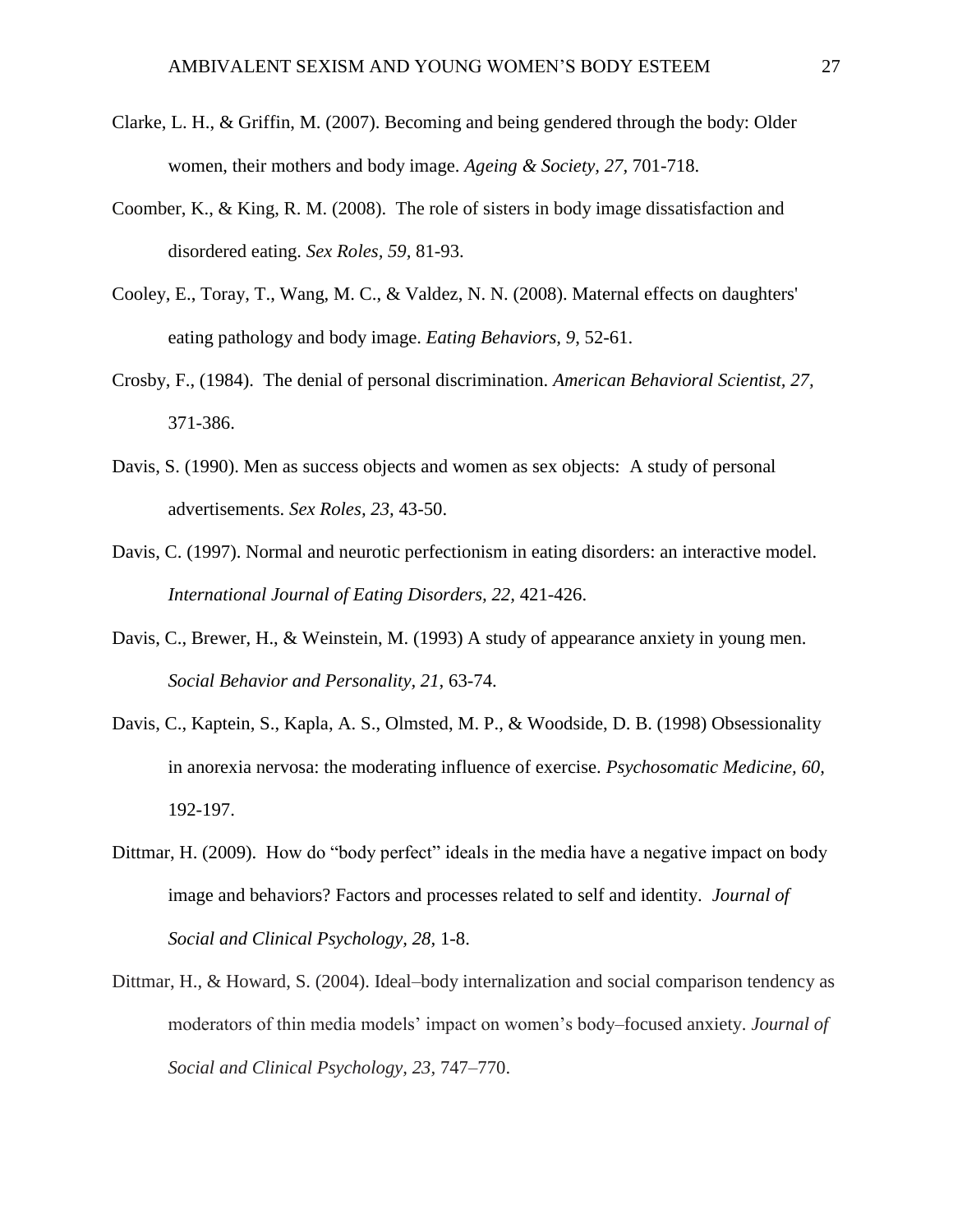Clarke, L. H., & Griffin, M. (2007). Becoming and being gendered through the body: Older women, their mothers and body image. *Ageing & Society, 27,* 701-718.

Coomber, K., & King, R. M. (2008). The role of sisters in body image dissatisfaction and disordered eating. *Sex Roles, 59,* 81-93.

Cooley, E., Toray, T., Wang, M. C., & Valdez, N. N. (2008). Maternal effects on daughters' eating pathology and body image. *Eating Behaviors*, *9*, 52-61.

Crosby, F., (1984). The denial of personal discrimination. *American Behavioral Scientist, 27,* 371-386.

Davis, S. (1990). Men as success objects and women as sex objects: A study of personal advertisements. *Sex Roles, 23,* 43-50.

Davis, C. (1997). Normal and neurotic perfectionism in eating disorders: an interactive model. *International Journal of Eating Disorders, 22,* 421-426.

Davis, C., Brewer, H., & Weinstein, M. (1993) A study of appearance anxiety in young men. *Social Behavior and Personality, 21,* 63-74.

Davis, C., Kaptein, S., Kapla, A. S., Olmsted, M. P., & Woodside, D. B. (1998) Obsessionality in anorexia nervosa: the moderating influence of exercise. *Psychosomatic Medicine, 60,* 192-197.

Dittmar, H. (2009). How do "body perfect" ideals in the media have a negative impact on body image and behaviors? Factors and processes related to self and identity. *Journal of Social and Clinical Psychology, 28,* 1-8.

Dittmar, H., & Howard, S. (2004). Ideal–body internalization and social comparison tendency as moderators of thin media models' impact on women's body–focused anxiety. *Journal of Social and Clinical Psychology, 23,* 747–770.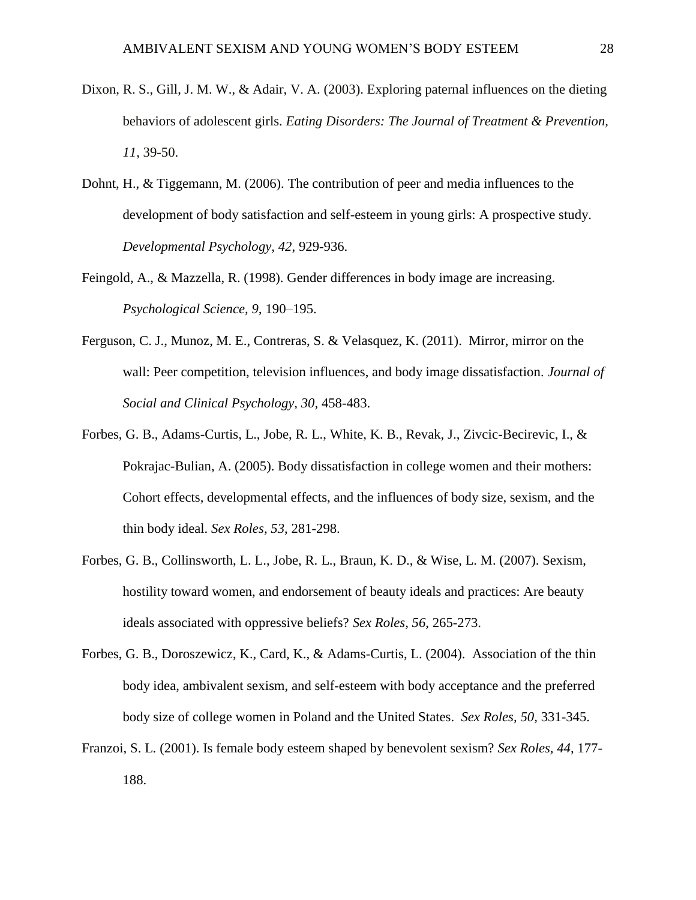Dixon, R. S., Gill, J. M. W., & Adair, V. A. (2003). Exploring paternal influences on the dieting behaviors of adolescent girls. *Eating Disorders: The Journal of Treatment & Prevention, 11*, 39-50.

Dohnt, H., & Tiggemann, M. (2006). The contribution of peer and media influences to the development of body satisfaction and self-esteem in young girls: A prospective study. *Developmental Psychology, 42*, 929-936.

Feingold, A., & Mazzella, R. (1998). Gender differences in body image are increasing. *Psychological Science, 9*, 190–195.

Ferguson, C. J., Munoz, M. E., Contreras, S. & Velasquez, K. (2011). Mirror, mirror on the wall: Peer competition, television influences, and body image dissatisfaction. *Journal of Social and Clinical Psychology, 30*, 458-483.

Forbes, G. B., Adams-Curtis, L., Jobe, R. L., White, K. B., Revak, J., Zivcic-Becirevic, I., & Pokrajac-Bulian, A. (2005). Body dissatisfaction in college women and their mothers: Cohort effects, developmental effects, and the influences of body size, sexism, and the thin body ideal. *Sex Roles, 53*, 281-298.

Forbes, G. B., Collinsworth, L. L., Jobe, R. L., Braun, K. D., & Wise, L. M. (2007). Sexism, hostility toward women, and endorsement of beauty ideals and practices: Are beauty ideals associated with oppressive beliefs? *Sex Roles, 56*, 265-273.

Forbes, G. B., Doroszewicz, K., Card, K., & Adams-Curtis, L. (2004). Association of the thin body idea, ambivalent sexism, and self-esteem with body acceptance and the preferred body size of college women in Poland and the United States. *Sex Roles, 50*, 331-345.

Franzoi, S. L. (2001). Is female body esteem shaped by benevolent sexism? *Sex Roles, 44*, 177-188.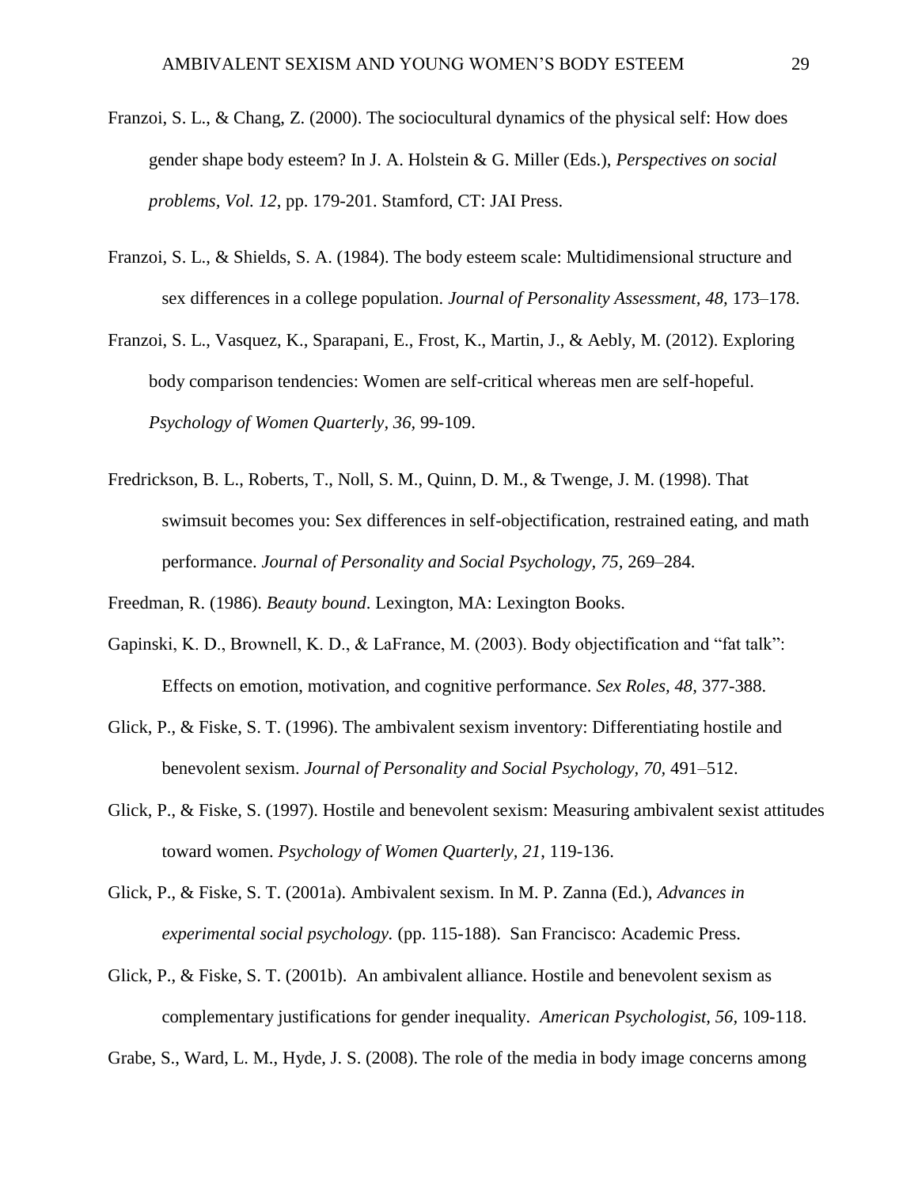Franzoi, S. L., & Chang, Z. (2000). The sociocultural dynamics of the physical self: How does gender shape body esteem? In J. A. Holstein & G. Miller (Eds.), *Perspectives on social problems, Vol. 12*, pp. 179-201. Stamford, CT: JAI Press.

Franzoi, S. L., & Shields, S. A. (1984). The body esteem scale: Multidimensional structure and sex differences in a college population. *Journal of Personality Assessment, 48,* 173–178.

Franzoi, S. L., Vasquez, K., Sparapani, E., Frost, K., Martin, J., & Aebly, M. (2012). Exploring body comparison tendencies: Women are self-critical whereas men are self-hopeful. *Psychology of Women Quarterly, 36*, 99-109.

Fredrickson, B. L., Roberts, T., Noll, S. M., Quinn, D. M., & Twenge, J. M. (1998). That swimsuit becomes you: Sex differences in self-objectification, restrained eating, and math performance. *Journal of Personality and Social Psychology, 75,* 269–284.

Freedman, R. (1986). *Beauty bound*. Lexington, MA: Lexington Books.

Gapinski, K. D., Brownell, K. D., & LaFrance, M. (2003). Body objectification and "fat talk": Effects on emotion, motivation, and cognitive performance. *Sex Roles, 48,* 377-388.

Glick, P., & Fiske, S. T. (1996). The ambivalent sexism inventory: Differentiating hostile and benevolent sexism. *Journal of Personality and Social Psychology, 70*, 491–512.

Glick, P., & Fiske, S. (1997). Hostile and benevolent sexism: Measuring ambivalent sexist attitudes toward women. *Psychology of Women Quarterly, 21*, 119-136.

Glick, P., & Fiske, S. T. (2001a). Ambivalent sexism. In M. P. Zanna (Ed.), *Advances in experimental social psychology.* (pp. 115-188). San Francisco: Academic Press.

Glick, P., & Fiske, S. T. (2001b). An ambivalent alliance. Hostile and benevolent sexism as complementary justifications for gender inequality. *American Psychologist, 56,* 109-118.

Grabe, S., Ward, L. M., Hyde, J. S. (2008). The role of the media in body image concerns among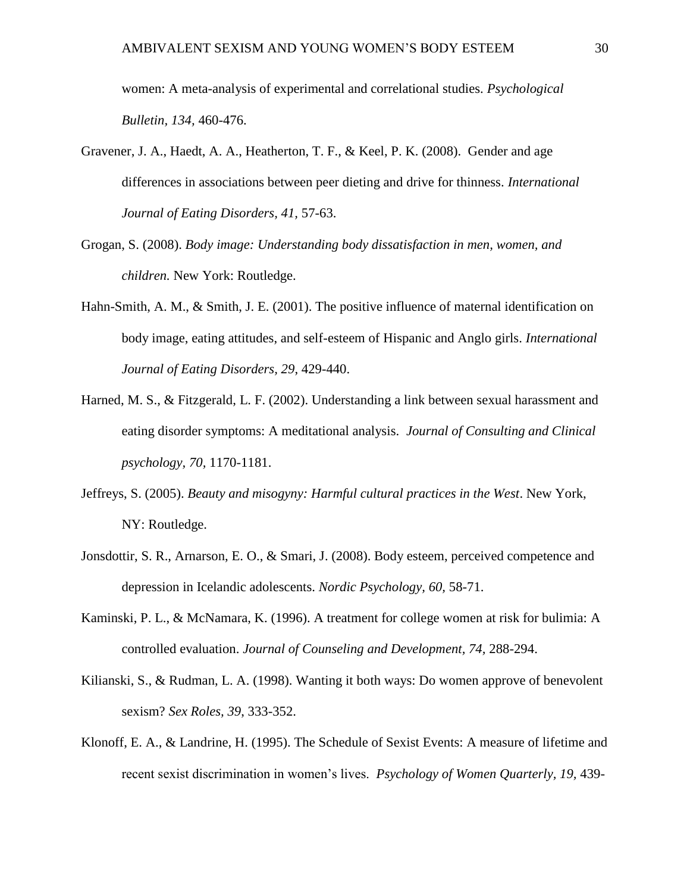women: A meta-analysis of experimental and correlational studies. *Psychological Bulletin, 134*, 460-476.

Gravener, J. A., Haedt, A. A., Heatherton, T. F., & Keel, P. K. (2008). Gender and age differences in associations between peer dieting and drive for thinness. *International Journal of Eating Disorders, 41*, 57-63.

Grogan, S. (2008). *Body image: Understanding body dissatisfaction in men, women, and children.* New York: Routledge.

Hahn-Smith, A. M., & Smith, J. E. (2001). The positive influence of maternal identification on body image, eating attitudes, and self-esteem of Hispanic and Anglo girls. *International Journal of Eating Disorders, 29*, 429-440.

Harned, M. S., & Fitzgerald, L. F. (2002). Understanding a link between sexual harassment and eating disorder symptoms: A meditational analysis. *Journal of Consulting and Clinical psychology, 70,* 1170-1181.

Jeffreys, S. (2005). *Beauty and misogyny: Harmful cultural practices in the West*. New York, NY: Routledge.

Jonsdottir, S. R., Arnarson, E. O., & Smari, J. (2008). Body esteem, perceived competence and depression in Icelandic adolescents. *Nordic Psychology, 60,* 58-71.

Kaminski, P. L., & McNamara, K. (1996). A treatment for college women at risk for bulimia: A controlled evaluation. *Journal of Counseling and Development, 74,* 288-294.

Kilianski, S., & Rudman, L. A. (1998). Wanting it both ways: Do women approve of benevolent sexism? *Sex Roles, 39*, 333-352.

Klonoff, E. A., & Landrine, H. (1995). The Schedule of Sexist Events: A measure of lifetime and recent sexist discrimination in women's lives. *Psychology of Women Quarterly, 19,* 439-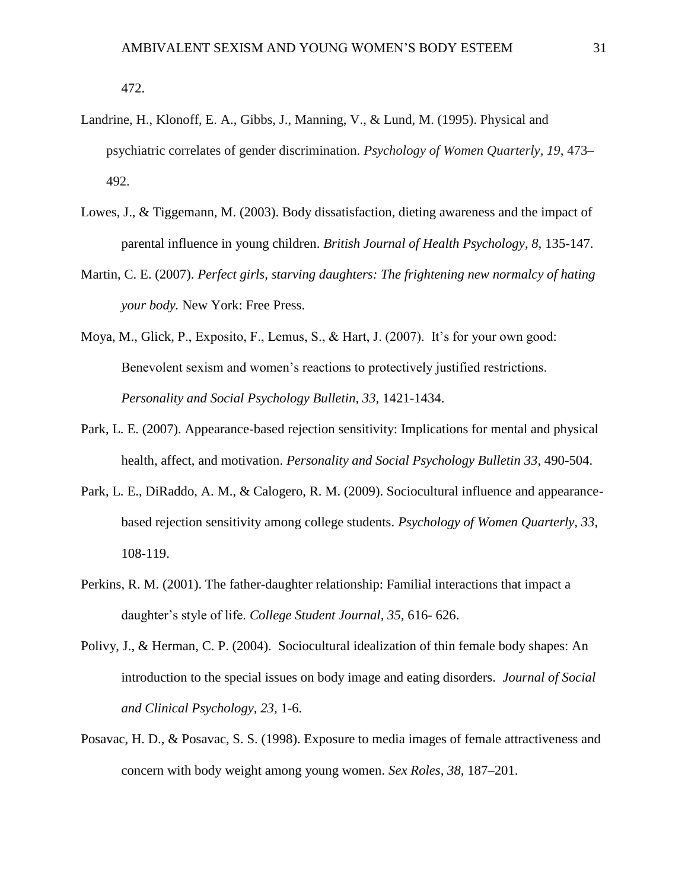472.

Landrine, H., Klonoff, E. A., Gibbs, J., Manning, V., & Lund, M. (1995). Physical and psychiatric correlates of gender discrimination. *Psychology of Women Quarterly, 19*, 473–492.

Lowes, J., & Tiggemann, M. (2003). Body dissatisfaction, dieting awareness and the impact of parental influence in young children. *British Journal of Health Psychology, 8,* 135-147.

Martin, C. E. (2007). *Perfect girls, starving daughters: The frightening new normalcy of hating your body.* New York: Free Press.

Moya, M., Glick, P., Exposito, F., Lemus, S., & Hart, J. (2007). It's for your own good: Benevolent sexism and women's reactions to protectively justified restrictions. *Personality and Social Psychology Bulletin, 33,* 1421-1434.

Park, L. E. (2007). Appearance-based rejection sensitivity: Implications for mental and physical health, affect, and motivation. *Personality and Social Psychology Bulletin 33,* 490-504.

Park, L. E., DiRaddo, A. M., & Calogero, R. M. (2009). Sociocultural influence and appearance-based rejection sensitivity among college students. *Psychology of Women Quarterly, 33*, 108-119.

Perkins, R. M. (2001). The father-daughter relationship: Familial interactions that impact a daughter's style of life. *College Student Journal, 35*, 616- 626.

Polivy, J., & Herman, C. P. (2004). Sociocultural idealization of thin female body shapes: An introduction to the special issues on body image and eating disorders. *Journal of Social and Clinical Psychology, 23*, 1-6.

Posavac, H. D., & Posavac, S. S. (1998). Exposure to media images of female attractiveness and concern with body weight among young women. *Sex Roles, 38,* 187–201.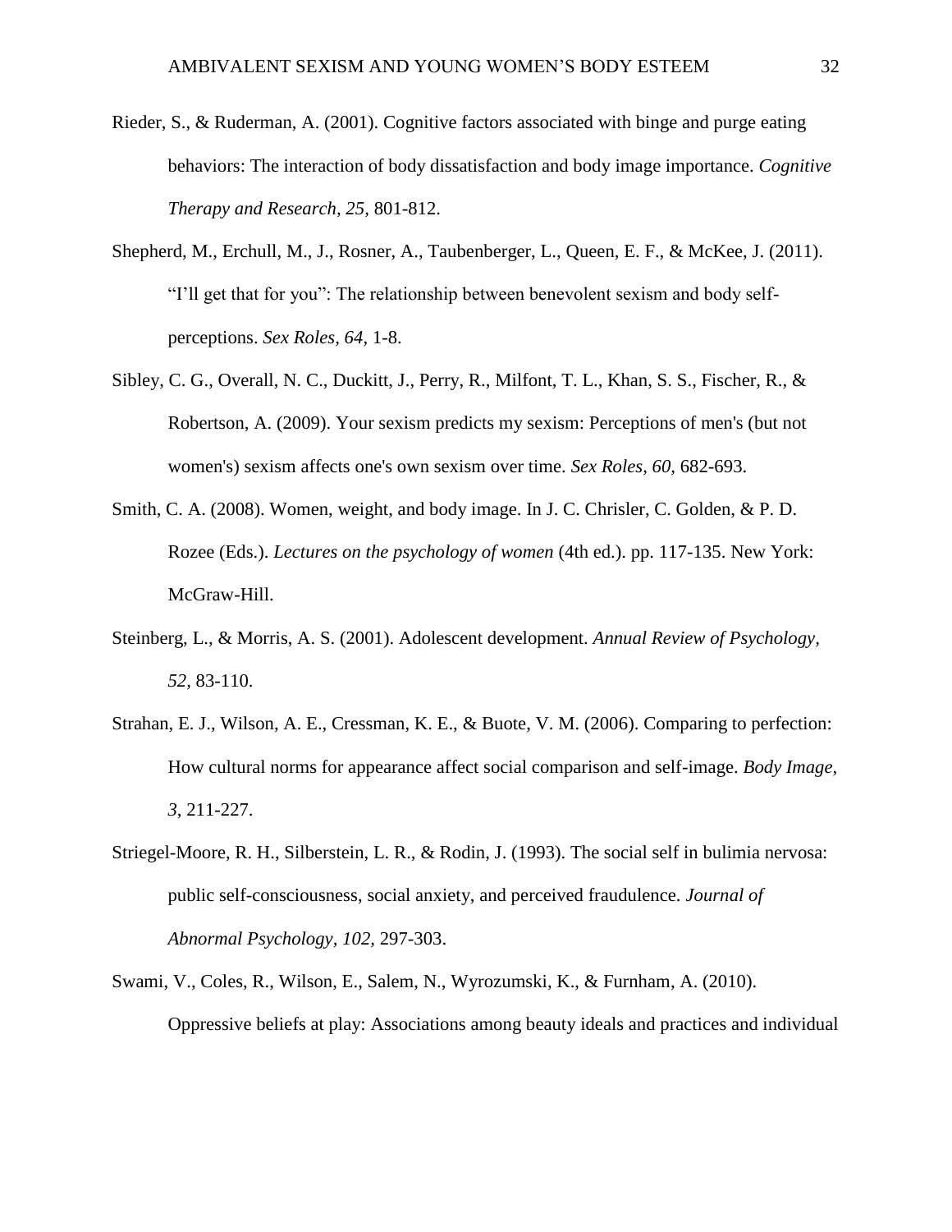Rieder, S., & Ruderman, A. (2001). Cognitive factors associated with binge and purge eating behaviors: The interaction of body dissatisfaction and body image importance. *Cognitive Therapy and Research, 25,* 801-812.

Shepherd, M., Erchull, M., J., Rosner, A., Taubenberger, L., Queen, E. F., & McKee, J. (2011). "I'll get that for you": The relationship between benevolent sexism and body self-perceptions. *Sex Roles*, *64,* 1-8.

Sibley, C. G., Overall, N. C., Duckitt, J., Perry, R., Milfont, T. L., Khan, S. S., Fischer, R., & Robertson, A. (2009). Your sexism predicts my sexism: Perceptions of men's (but not women's) sexism affects one's own sexism over time. *Sex Roles, 60,* 682-693.

Smith, C. A. (2008). Women, weight, and body image. In J. C. Chrisler, C. Golden, & P. D. Rozee (Eds.). *Lectures on the psychology of women* (4th ed.). pp. 117-135. New York: McGraw-Hill.

Steinberg, L., & Morris, A. S. (2001). Adolescent development. *Annual Review of Psychology, 52,* 83-110.

Strahan, E. J., Wilson, A. E., Cressman, K. E., & Buote, V. M. (2006). Comparing to perfection: How cultural norms for appearance affect social comparison and self-image. *Body Image, 3*, 211-227.

Striegel-Moore, R. H., Silberstein, L. R., & Rodin, J. (1993). The social self in bulimia nervosa: public self-consciousness, social anxiety, and perceived fraudulence. *Journal of Abnormal Psychology, 102,* 297-303.

Swami, V., Coles, R., Wilson, E., Salem, N., Wyrozumski, K., & Furnham, A. (2010). Oppressive beliefs at play: Associations among beauty ideals and practices and individual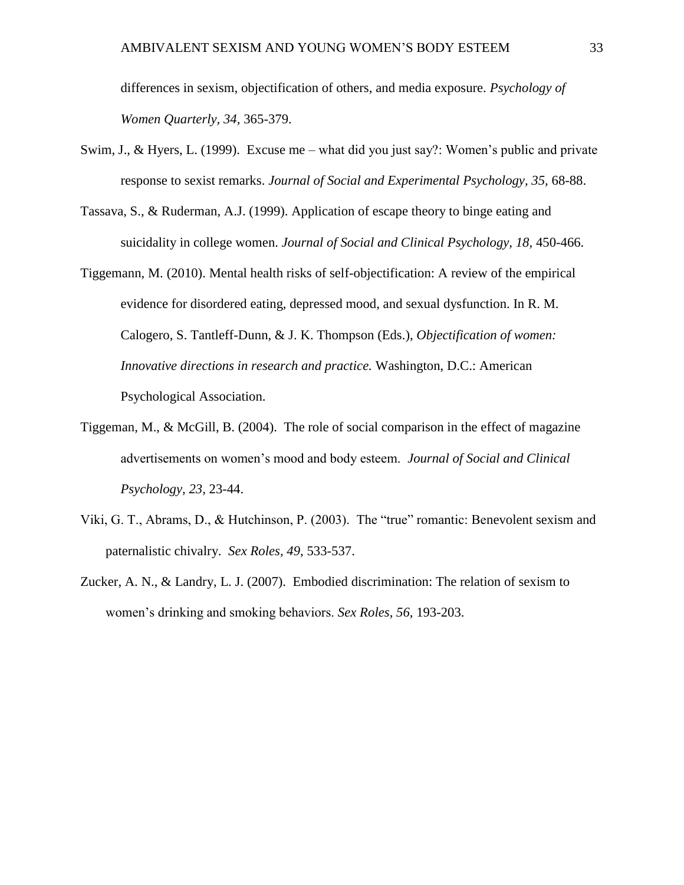differences in sexism, objectification of others, and media exposure. *Psychology of Women Quarterly, 34,* 365-379.

Swim, J., & Hyers, L. (1999). Excuse me – what did you just say?: Women's public and private response to sexist remarks. *Journal of Social and Experimental Psychology, 35,* 68-88.

Tassava, S., & Ruderman, A.J. (1999). Application of escape theory to binge eating and suicidality in college women. *Journal of Social and Clinical Psychology, 18,* 450-466.

Tiggemann, M. (2010). Mental health risks of self-objectification: A review of the empirical evidence for disordered eating, depressed mood, and sexual dysfunction. In R. M. Calogero, S. Tantleff-Dunn, & J. K. Thompson (Eds.), *Objectification of women: Innovative directions in research and practice.* Washington, D.C.: American Psychological Association.

Tiggeman, M., & McGill, B. (2004). The role of social comparison in the effect of magazine advertisements on women's mood and body esteem. *Journal of Social and Clinical Psychology, 23,* 23-44.

Viki, G. T., Abrams, D., & Hutchinson, P. (2003). The "true" romantic: Benevolent sexism and paternalistic chivalry. *Sex Roles, 49,* 533-537.

Zucker, A. N., & Landry, L. J. (2007). Embodied discrimination: The relation of sexism to women's drinking and smoking behaviors. *Sex Roles, 56,* 193-203.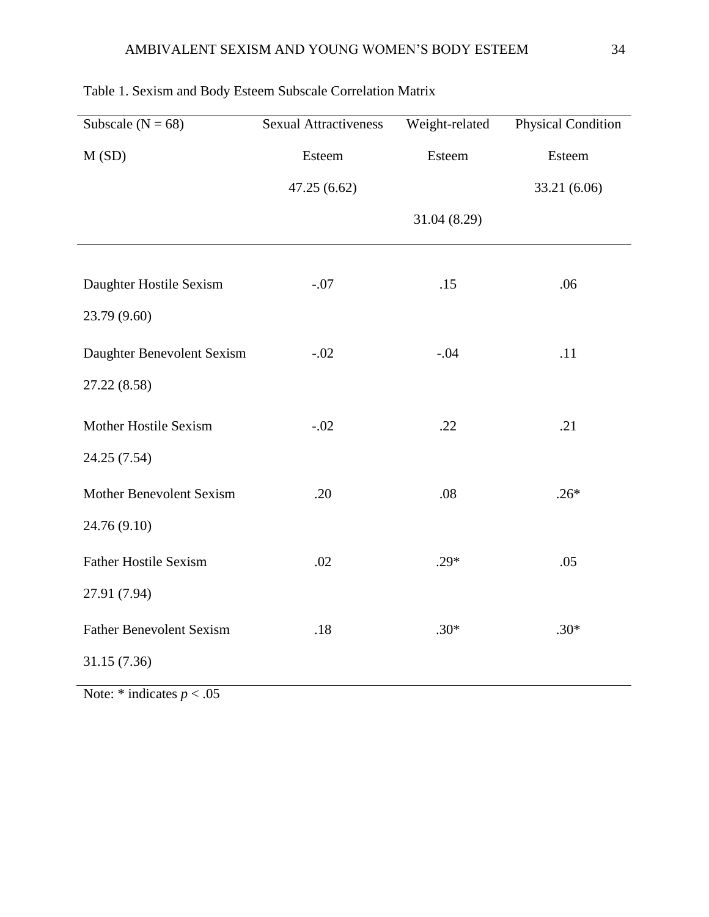Table 1. Sexism and Body Esteem Subscale Correlation Matrix

| Subscale (N = 68) M (SD) | Sexual Attractiveness Esteem 47.25 (6.62) | Weight-related Esteem 31.04 (8.29) | Physical Condition Esteem 33.21 (6.06) |
| --- | --- | --- | --- |
| Daughter Hostile Sexism 23.79 (9.60) | -.07 | .15 | .06 |
| Daughter Benevolent Sexism 27.22 (8.58) | -.02 | -.04 | .11 |
| Mother Hostile Sexism 24.25 (7.54) | -.02 | .22 | .21 |
| Mother Benevolent Sexism 24.76 (9.10) | .20 | .08 | .26* |
| Father Hostile Sexism 27.91 (7.94) | .02 | .29* | .05 |
| Father Benevolent Sexism 31.15 (7.36) | .18 | .30* | .30* |

Note: * indicates $p < .05$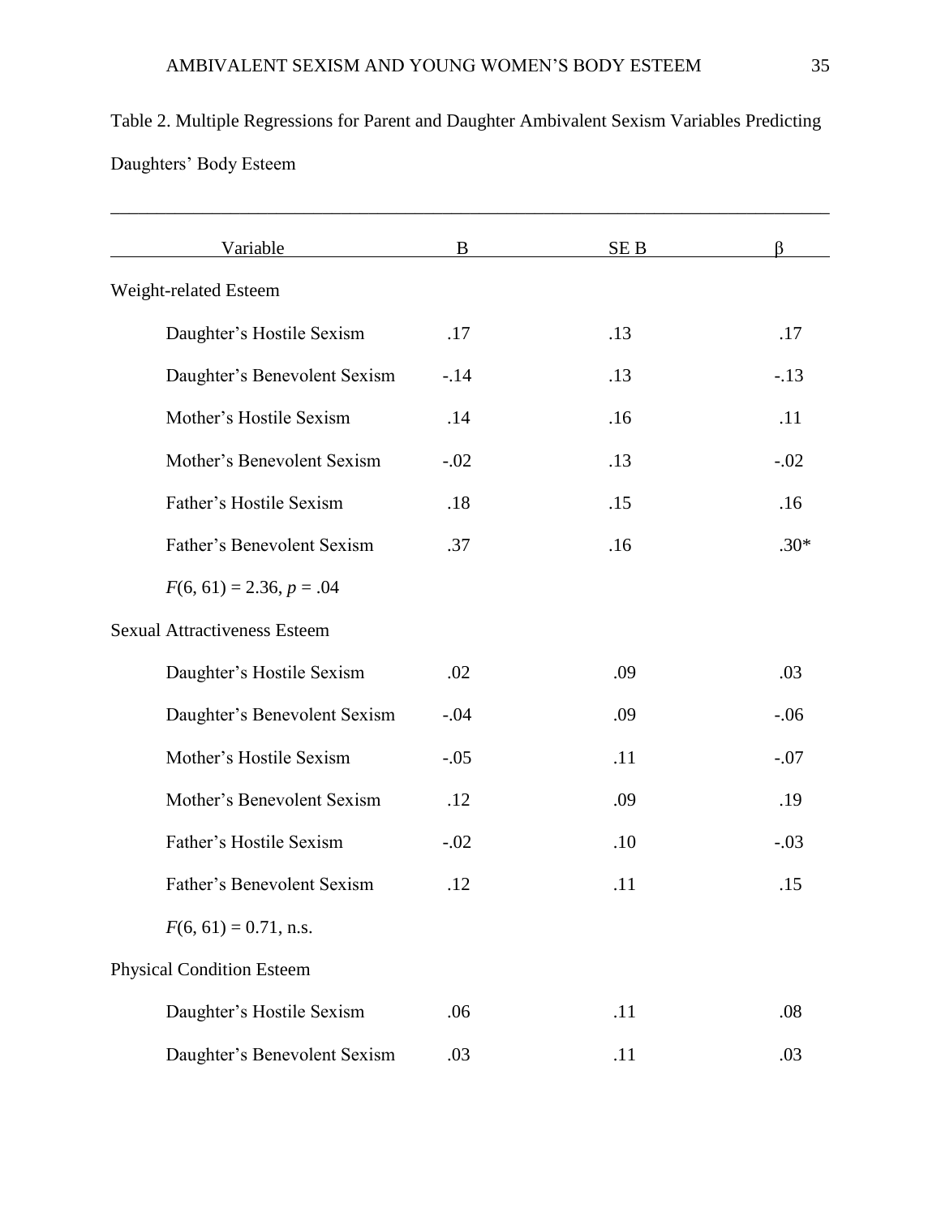Table 2. Multiple Regressions for Parent and Daughter Ambivalent Sexism Variables Predicting Daughters' Body Esteem

| Variable | B | SE B | β |
|---|---|---|---|
| Weight-related Esteem | | | |
| Daughter's Hostile Sexism | .17 | .13 | .17 |
| Daughter's Benevolent Sexism | -.14 | .13 | -.13 |
| Mother's Hostile Sexism | .14 | .16 | .11 |
| Mother's Benevolent Sexism | -.02 | .13 | -.02 |
| Father's Hostile Sexism | .18 | .15 | .16 |
| Father's Benevolent Sexism | .37 | .16 | .30* |
| $F(6, 61) = 2.36$, $p = .04$ | | | |
| Sexual Attractiveness Esteem | | | |
| Daughter's Hostile Sexism | .02 | .09 | .03 |
| Daughter's Benevolent Sexism | -.04 | .09 | -.06 |
| Mother's Hostile Sexism | -.05 | .11 | -.07 |
| Mother's Benevolent Sexism | .12 | .09 | .19 |
| Father's Hostile Sexism | -.02 | .10 | -.03 |
| Father's Benevolent Sexism | .12 | .11 | .15 |
| $F(6, 61) = 0.71$, n.s. | | | |
| Physical Condition Esteem | | | |
| Daughter's Hostile Sexism | .06 | .11 | .08 |
| Daughter's Benevolent Sexism | .03 | .11 | .03 |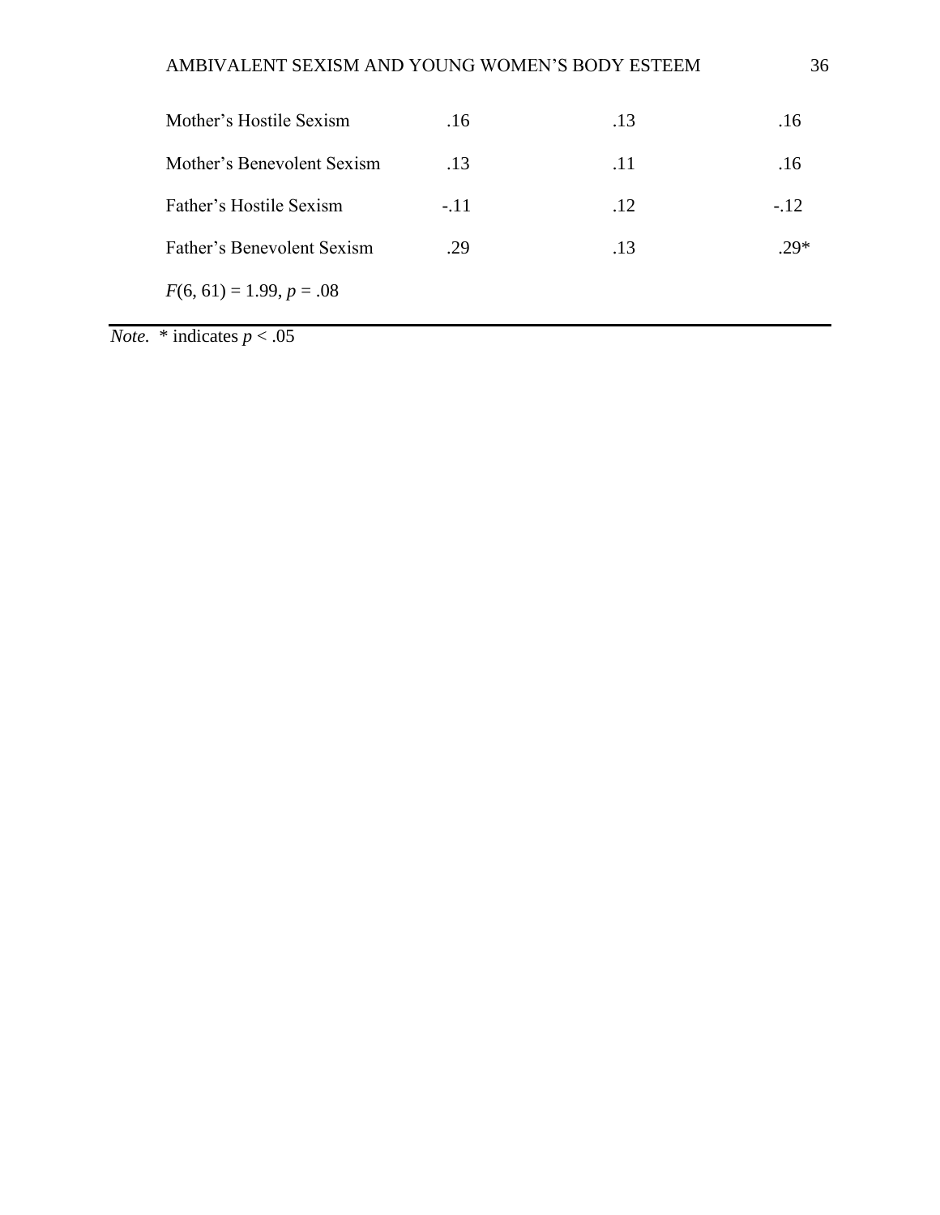| | | | |
|---|---|---|---|
| Mother's Hostile Sexism | .16 | .13 | .16 |
| Mother's Benevolent Sexism | .13 | .11 | .16 |
| Father's Hostile Sexism | -.11 | .12 | -.12 |
| Father's Benevolent Sexism | .29 | .13 | .29* |
| $F(6, 61) = 1.99$, $p = .08$ | | | |

*Note.* * indicates $p < .05$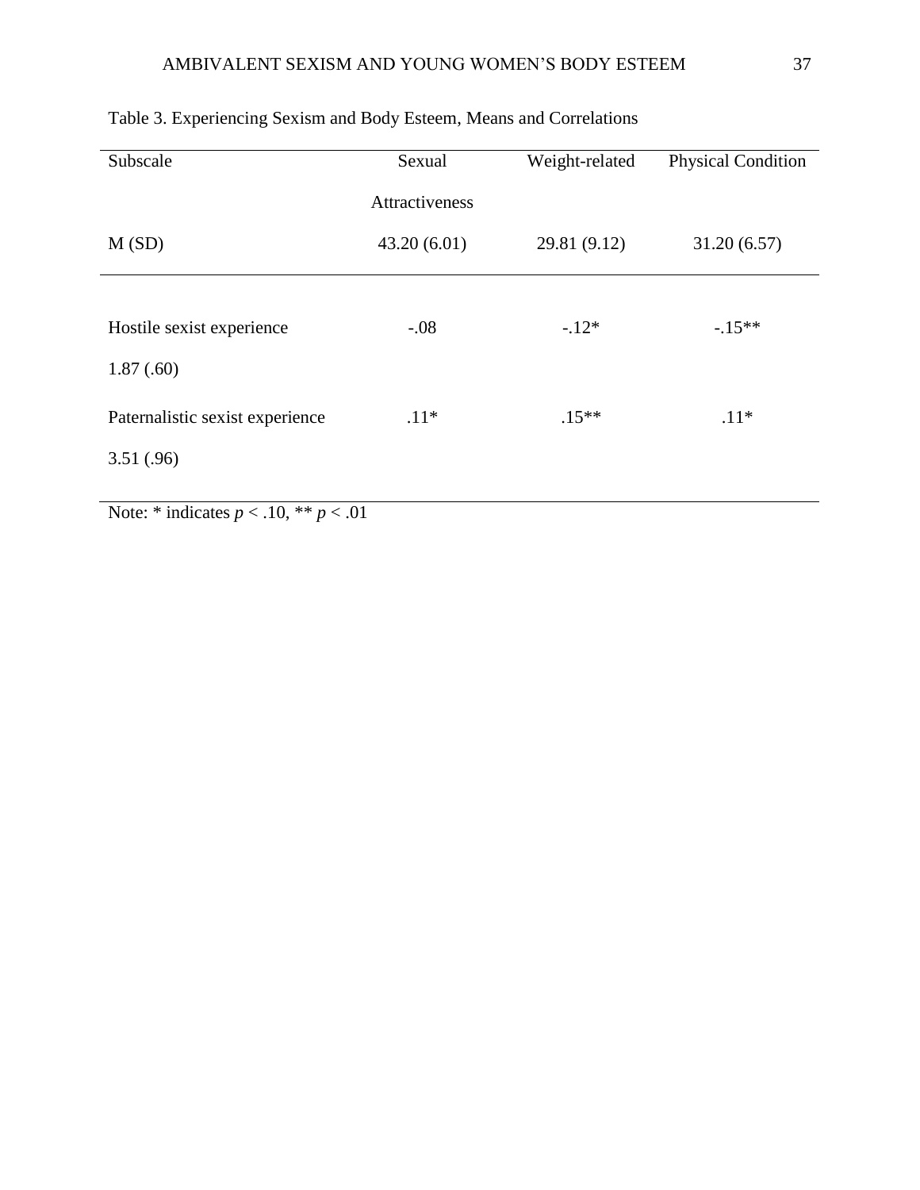Table 3. Experiencing Sexism and Body Esteem, Means and Correlations

| Subscale | Sexual Attractiveness | Weight-related | Physical Condition |
|---|---|---|---|
| M (SD) | 43.20 (6.01) | 29.81 (9.12) | 31.20 (6.57) |
| Hostile sexist experience 1.87 (.60) | -.08 | -.12* | -.15** |
| Paternalistic sexist experience 3.51 (.96) | .11* | .15** | .11* |

Note: * indicates $p < .10$, ** $p < .01$